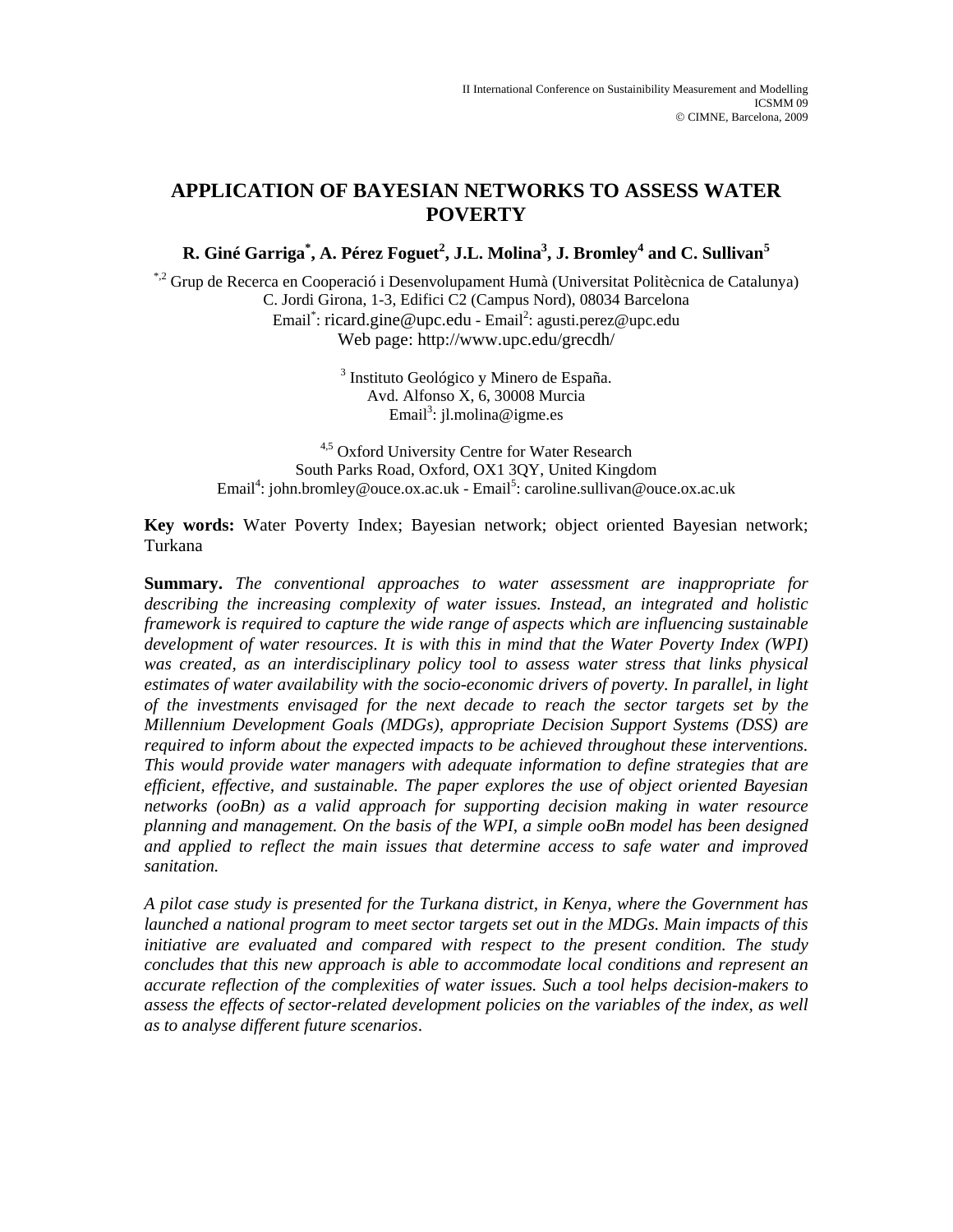# APPLICATION OF BAYESIAN NETWORKS TO ASSESS WATER POVERTY

**R. Giné Garriga[*], A. Pérez Foguet[2], J.L. Molina[3], J. Bromley[4] and C. Sullivan[5]**

[*,2] Grup de Recerca en Cooperació i Desenvolupament Humà (Universitat Politècnica de Catalunya)
C. Jordi Girona, 1-3, Edifici C2 (Campus Nord), 08034 Barcelona
Email[*]: ricard.gine@upc.edu - Email[2]: agusti.perez@upc.edu
Web page: http://www.upc.edu/grecdh/

[3] Instituto Geológico y Minero de España.
Avd. Alfonso X, 6, 30008 Murcia
Email[3]: jl.molina@igme.es

[4,5] Oxford University Centre for Water Research
South Parks Road, Oxford, OX1 3QY, United Kingdom
Email[4]: john.bromley@ouce.ox.ac.uk - Email[5]: caroline.sullivan@ouce.ox.ac.uk

**Key words:** Water Poverty Index; Bayesian network; object oriented Bayesian network; Turkana

**Summary.** *The conventional approaches to water assessment are inappropriate for describing the increasing complexity of water issues. Instead, an integrated and holistic framework is required to capture the wide range of aspects which are influencing sustainable development of water resources. It is with this in mind that the Water Poverty Index (WPI) was created, as an interdisciplinary policy tool to assess water stress that links physical estimates of water availability with the socio-economic drivers of poverty. In parallel, in light of the investments envisaged for the next decade to reach the sector targets set by the Millennium Development Goals (MDGs), appropriate Decision Support Systems (DSS) are required to inform about the expected impacts to be achieved throughout these interventions. This would provide water managers with adequate information to define strategies that are efficient, effective, and sustainable. The paper explores the use of object oriented Bayesian networks (ooBn) as a valid approach for supporting decision making in water resource planning and management. On the basis of the WPI, a simple ooBn model has been designed and applied to reflect the main issues that determine access to safe water and improved sanitation.*

*A pilot case study is presented for the Turkana district, in Kenya, where the Government has launched a national program to meet sector targets set out in the MDGs. Main impacts of this initiative are evaluated and compared with respect to the present condition. The study concludes that this new approach is able to accommodate local conditions and represent an accurate reflection of the complexities of water issues. Such a tool helps decision-makers to assess the effects of sector-related development policies on the variables of the index, as well as to analyse different future scenarios.*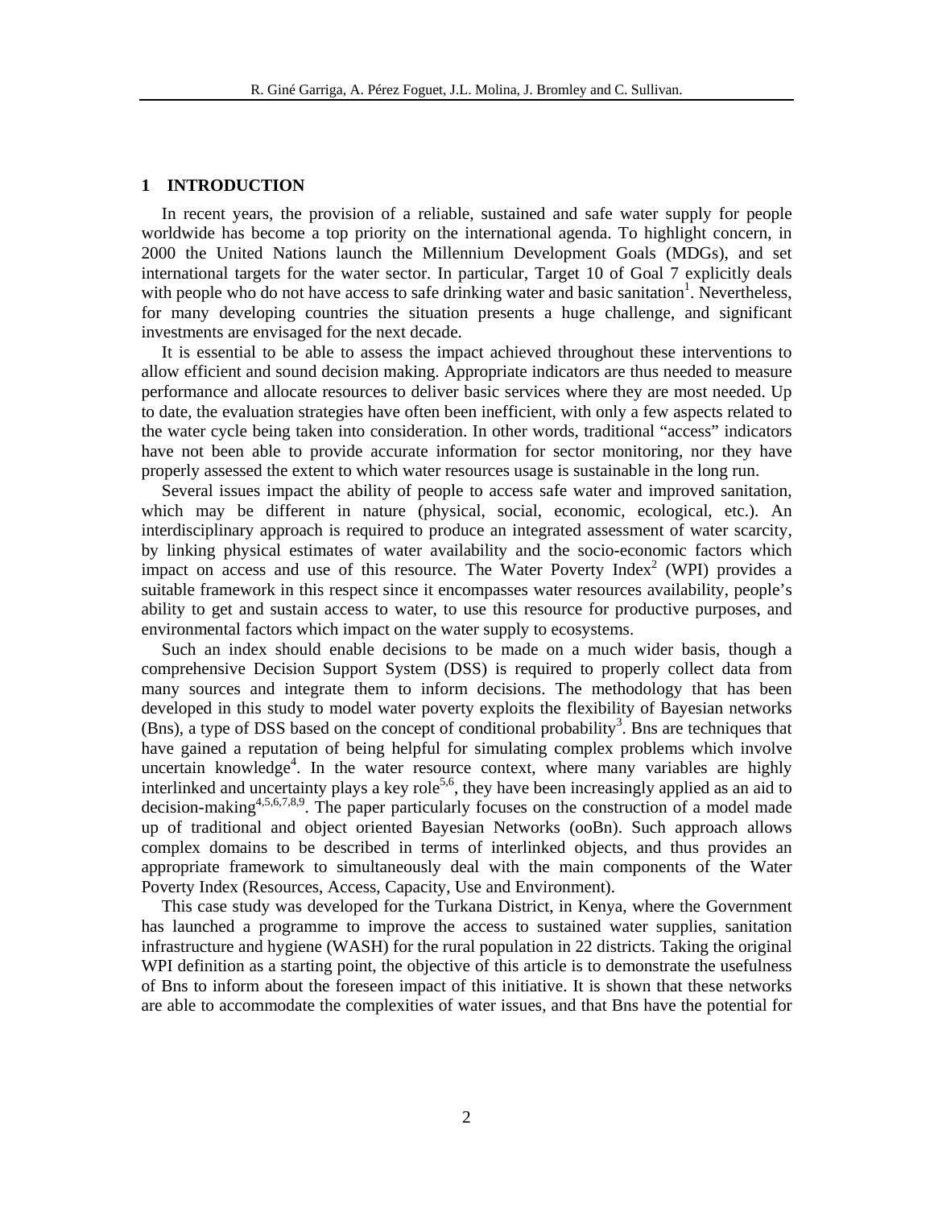## 1 INTRODUCTION

In recent years, the provision of a reliable, sustained and safe water supply for people worldwide has become a top priority on the international agenda. To highlight concern, in 2000 the United Nations launch the Millennium Development Goals (MDGs), and set international targets for the water sector. In particular, Target 10 of Goal 7 explicitly deals with people who do not have access to safe drinking water and basic sanitation[1]. Nevertheless, for many developing countries the situation presents a huge challenge, and significant investments are envisaged for the next decade.

It is essential to be able to assess the impact achieved throughout these interventions to allow efficient and sound decision making. Appropriate indicators are thus needed to measure performance and allocate resources to deliver basic services where they are most needed. Up to date, the evaluation strategies have often been inefficient, with only a few aspects related to the water cycle being taken into consideration. In other words, traditional "access" indicators have not been able to provide accurate information for sector monitoring, nor they have properly assessed the extent to which water resources usage is sustainable in the long run.

Several issues impact the ability of people to access safe water and improved sanitation, which may be different in nature (physical, social, economic, ecological, etc.). An interdisciplinary approach is required to produce an integrated assessment of water scarcity, by linking physical estimates of water availability and the socio-economic factors which impact on access and use of this resource. The Water Poverty Index[2] (WPI) provides a suitable framework in this respect since it encompasses water resources availability, people's ability to get and sustain access to water, to use this resource for productive purposes, and environmental factors which impact on the water supply to ecosystems.

Such an index should enable decisions to be made on a much wider basis, though a comprehensive Decision Support System (DSS) is required to properly collect data from many sources and integrate them to inform decisions. The methodology that has been developed in this study to model water poverty exploits the flexibility of Bayesian networks (Bns), a type of DSS based on the concept of conditional probability[3]. Bns are techniques that have gained a reputation of being helpful for simulating complex problems which involve uncertain knowledge[4]. In the water resource context, where many variables are highly interlinked and uncertainty plays a key role[5,6], they have been increasingly applied as an aid to decision-making[4,5,6,7,8,9]. The paper particularly focuses on the construction of a model made up of traditional and object oriented Bayesian Networks (ooBn). Such approach allows complex domains to be described in terms of interlinked objects, and thus provides an appropriate framework to simultaneously deal with the main components of the Water Poverty Index (Resources, Access, Capacity, Use and Environment).

This case study was developed for the Turkana District, in Kenya, where the Government has launched a programme to improve the access to sustained water supplies, sanitation infrastructure and hygiene (WASH) for the rural population in 22 districts. Taking the original WPI definition as a starting point, the objective of this article is to demonstrate the usefulness of Bns to inform about the foreseen impact of this initiative. It is shown that these networks are able to accommodate the complexities of water issues, and that Bns have the potential for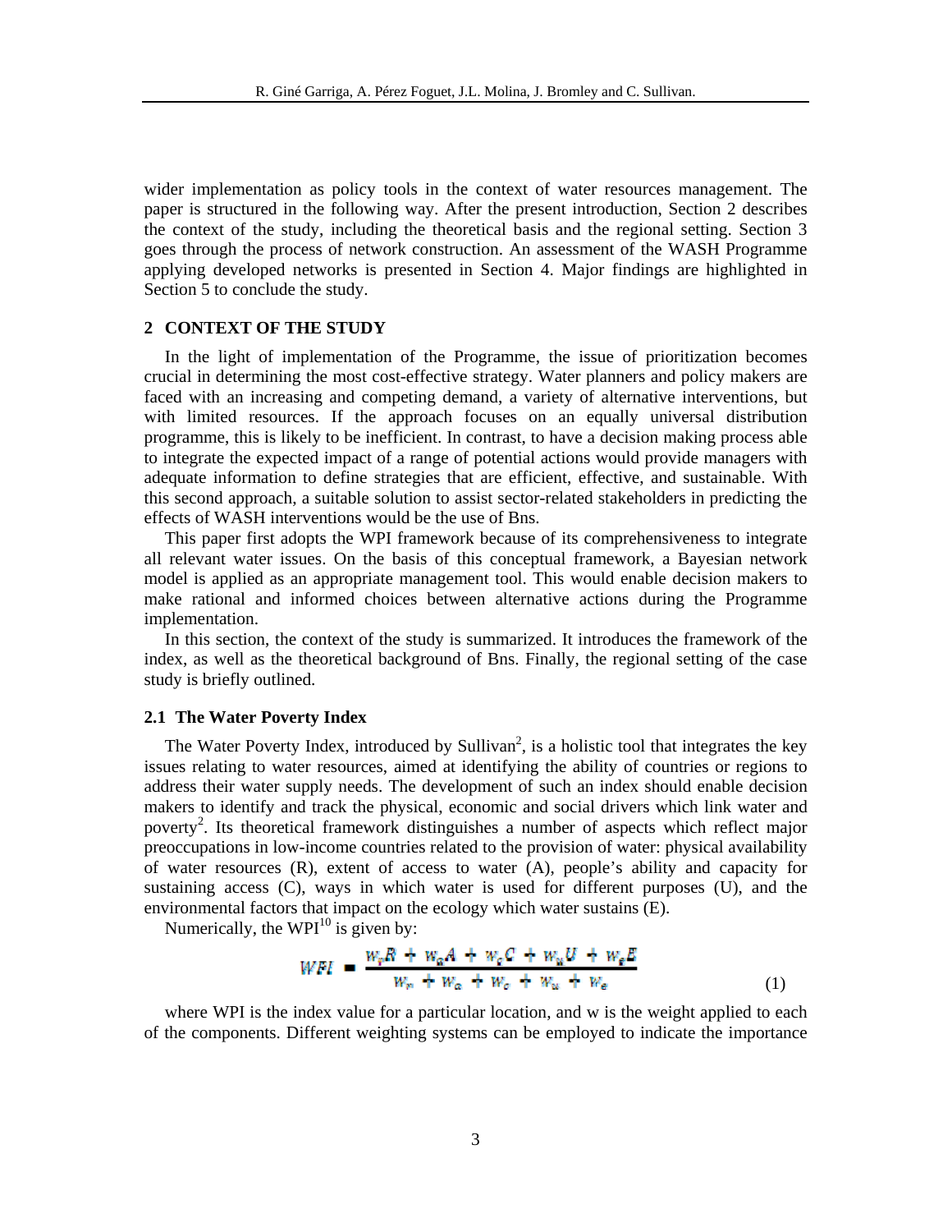wider implementation as policy tools in the context of water resources management. The paper is structured in the following way. After the present introduction, Section 2 describes the context of the study, including the theoretical basis and the regional setting. Section 3 goes through the process of network construction. An assessment of the WASH Programme applying developed networks is presented in Section 4. Major findings are highlighted in Section 5 to conclude the study.

## 2 CONTEXT OF THE STUDY

In the light of implementation of the Programme, the issue of prioritization becomes crucial in determining the most cost-effective strategy. Water planners and policy makers are faced with an increasing and competing demand, a variety of alternative interventions, but with limited resources. If the approach focuses on an equally universal distribution programme, this is likely to be inefficient. In contrast, to have a decision making process able to integrate the expected impact of a range of potential actions would provide managers with adequate information to define strategies that are efficient, effective, and sustainable. With this second approach, a suitable solution to assist sector-related stakeholders in predicting the effects of WASH interventions would be the use of Bns.

This paper first adopts the WPI framework because of its comprehensiveness to integrate all relevant water issues. On the basis of this conceptual framework, a Bayesian network model is applied as an appropriate management tool. This would enable decision makers to make rational and informed choices between alternative actions during the Programme implementation.

In this section, the context of the study is summarized. It introduces the framework of the index, as well as the theoretical background of Bns. Finally, the regional setting of the case study is briefly outlined.

### 2.1 The Water Poverty Index

The Water Poverty Index, introduced by Sullivan[2], is a holistic tool that integrates the key issues relating to water resources, aimed at identifying the ability of countries or regions to address their water supply needs. The development of such an index should enable decision makers to identify and track the physical, economic and social drivers which link water and poverty[2]. Its theoretical framework distinguishes a number of aspects which reflect major preoccupations in low-income countries related to the provision of water: physical availability of water resources (R), extent of access to water (A), people's ability and capacity for sustaining access (C), ways in which water is used for different purposes (U), and the environmental factors that impact on the ecology which water sustains (E).

Numerically, the WPI[10] is given by:

$$WPI = \frac{w_r R + w_a A + w_c C + w_u U + w_e E}{w_r + w_a + w_c + w_u + w_e} \tag{1}$$

where WPI is the index value for a particular location, and w is the weight applied to each of the components. Different weighting systems can be employed to indicate the importance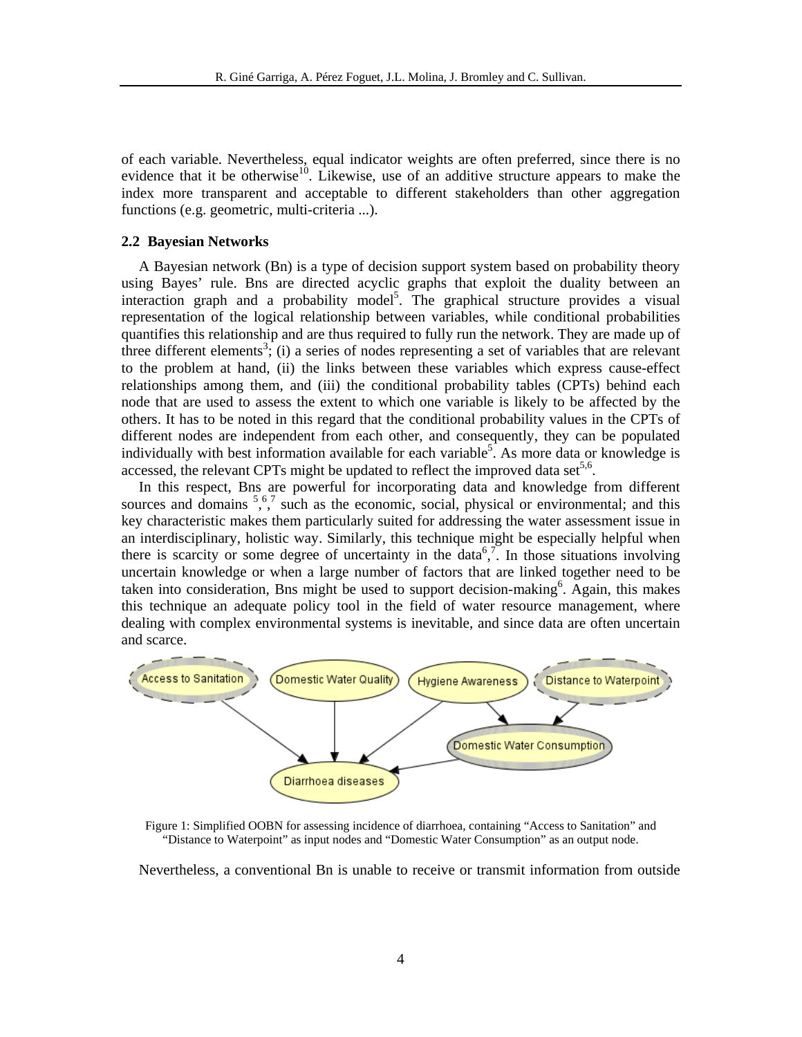of each variable. Nevertheless, equal indicator weights are often preferred, since there is no evidence that it be otherwise[10]. Likewise, use of an additive structure appears to make the index more transparent and acceptable to different stakeholders than other aggregation functions (e.g. geometric, multi-criteria ...).

### 2.2 Bayesian Networks

A Bayesian network (Bn) is a type of decision support system based on probability theory using Bayes' rule. Bns are directed acyclic graphs that exploit the duality between an interaction graph and a probability model[5]. The graphical structure provides a visual representation of the logical relationship between variables, while conditional probabilities quantifies this relationship and are thus required to fully run the network. They are made up of three different elements[3]; (i) a series of nodes representing a set of variables that are relevant to the problem at hand, (ii) the links between these variables which express cause-effect relationships among them, and (iii) the conditional probability tables (CPTs) behind each node that are used to assess the extent to which one variable is likely to be affected by the others. It has to be noted in this regard that the conditional probability values in the CPTs of different nodes are independent from each other, and consequently, they can be populated individually with best information available for each variable[5]. As more data or knowledge is accessed, the relevant CPTs might be updated to reflect the improved data set[5,6].

In this respect, Bns are powerful for incorporating data and knowledge from different sources and domains [5,6,7] such as the economic, social, physical or environmental; and this key characteristic makes them particularly suited for addressing the water assessment issue in an interdisciplinary, holistic way. Similarly, this technique might be especially helpful when there is scarcity or some degree of uncertainty in the data[6,7]. In those situations involving uncertain knowledge or when a large number of factors that are linked together need to be taken into consideration, Bns might be used to support decision-making[6]. Again, this makes this technique an adequate policy tool in the field of water resource management, where dealing with complex environmental systems is inevitable, and since data are often uncertain and scarce.

Figure 1: Simplified OOBN for assessing incidence of diarrhoea, containing "Access to Sanitation" and "Distance to Waterpoint" as input nodes and "Domestic Water Consumption" as an output node.

Nevertheless, a conventional Bn is unable to receive or transmit information from outside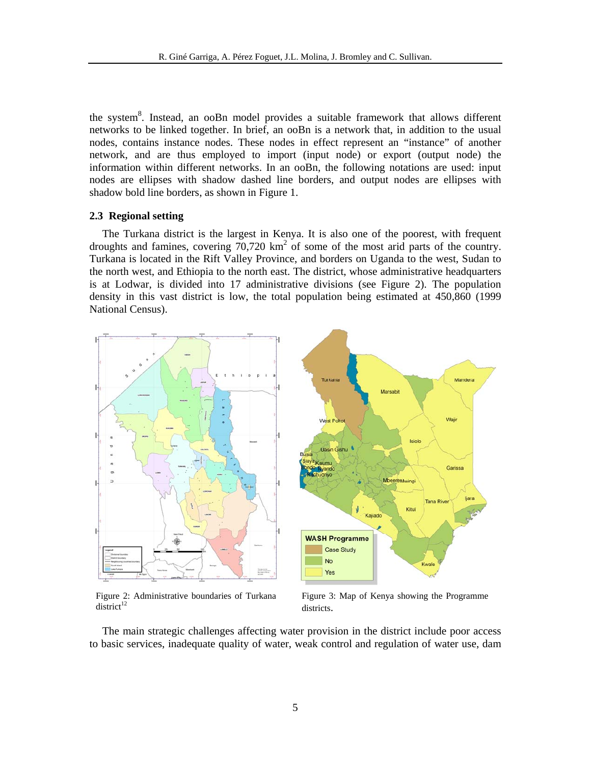the system[8]. Instead, an ooBn model provides a suitable framework that allows different networks to be linked together. In brief, an ooBn is a network that, in addition to the usual nodes, contains instance nodes. These nodes in effect represent an "instance" of another network, and are thus employed to import (input node) or export (output node) the information within different networks. In an ooBn, the following notations are used: input nodes are ellipses with shadow dashed line borders, and output nodes are ellipses with shadow bold line borders, as shown in Figure 1.

## 2.3 Regional setting

The Turkana district is the largest in Kenya. It is also one of the poorest, with frequent droughts and famines, covering 70,720 km[2] of some of the most arid parts of the country. Turkana is located in the Rift Valley Province, and borders on Uganda to the west, Sudan to the north west, and Ethiopia to the north east. The district, whose administrative headquarters is at Lodwar, is divided into 17 administrative divisions (see Figure 2). The population density in this vast district is low, the total population being estimated at 450,860 (1999 National Census).

Figure 2: Administrative boundaries of Turkana district[12]

Figure 3: Map of Kenya showing the Programme districts.

The main strategic challenges affecting water provision in the district include poor access to basic services, inadequate quality of water, weak control and regulation of water use, dam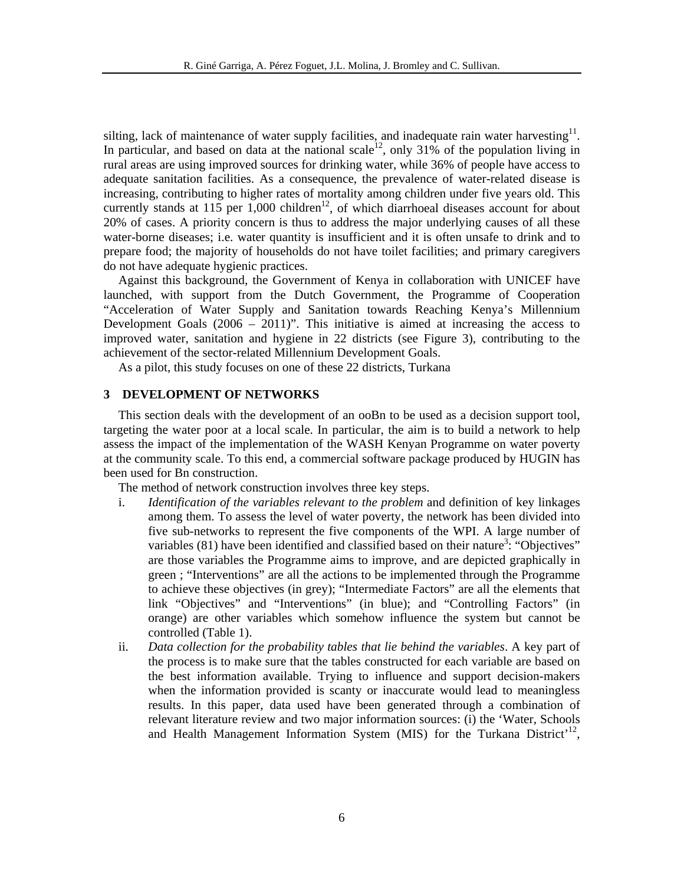silting, lack of maintenance of water supply facilities, and inadequate rain water harvesting[11]. In particular, and based on data at the national scale[12], only 31% of the population living in rural areas are using improved sources for drinking water, while 36% of people have access to adequate sanitation facilities. As a consequence, the prevalence of water-related disease is increasing, contributing to higher rates of mortality among children under five years old. This currently stands at 115 per 1,000 children[12], of which diarrhoeal diseases account for about 20% of cases. A priority concern is thus to address the major underlying causes of all these water-borne diseases; i.e. water quantity is insufficient and it is often unsafe to drink and to prepare food; the majority of households do not have toilet facilities; and primary caregivers do not have adequate hygienic practices.

Against this background, the Government of Kenya in collaboration with UNICEF have launched, with support from the Dutch Government, the Programme of Cooperation "Acceleration of Water Supply and Sanitation towards Reaching Kenya's Millennium Development Goals (2006 – 2011)". This initiative is aimed at increasing the access to improved water, sanitation and hygiene in 22 districts (see Figure 3), contributing to the achievement of the sector-related Millennium Development Goals.

As a pilot, this study focuses on one of these 22 districts, Turkana

## 3 DEVELOPMENT OF NETWORKS

This section deals with the development of an ooBn to be used as a decision support tool, targeting the water poor at a local scale. In particular, the aim is to build a network to help assess the impact of the implementation of the WASH Kenyan Programme on water poverty at the community scale. To this end, a commercial software package produced by HUGIN has been used for Bn construction.

The method of network construction involves three key steps.

i. *Identification of the variables relevant to the problem* and definition of key linkages among them. To assess the level of water poverty, the network has been divided into five sub-networks to represent the five components of the WPI. A large number of variables (81) have been identified and classified based on their nature[3]: "Objectives" are those variables the Programme aims to improve, and are depicted graphically in green ; "Interventions" are all the actions to be implemented through the Programme to achieve these objectives (in grey); "Intermediate Factors" are all the elements that link "Objectives" and "Interventions" (in blue); and "Controlling Factors" (in orange) are other variables which somehow influence the system but cannot be controlled (Table 1).

ii. *Data collection for the probability tables that lie behind the variables*. A key part of the process is to make sure that the tables constructed for each variable are based on the best information available. Trying to influence and support decision-makers when the information provided is scanty or inaccurate would lead to meaningless results. In this paper, data used have been generated through a combination of relevant literature review and two major information sources: (i) the 'Water, Schools and Health Management Information System (MIS) for the Turkana District'[12],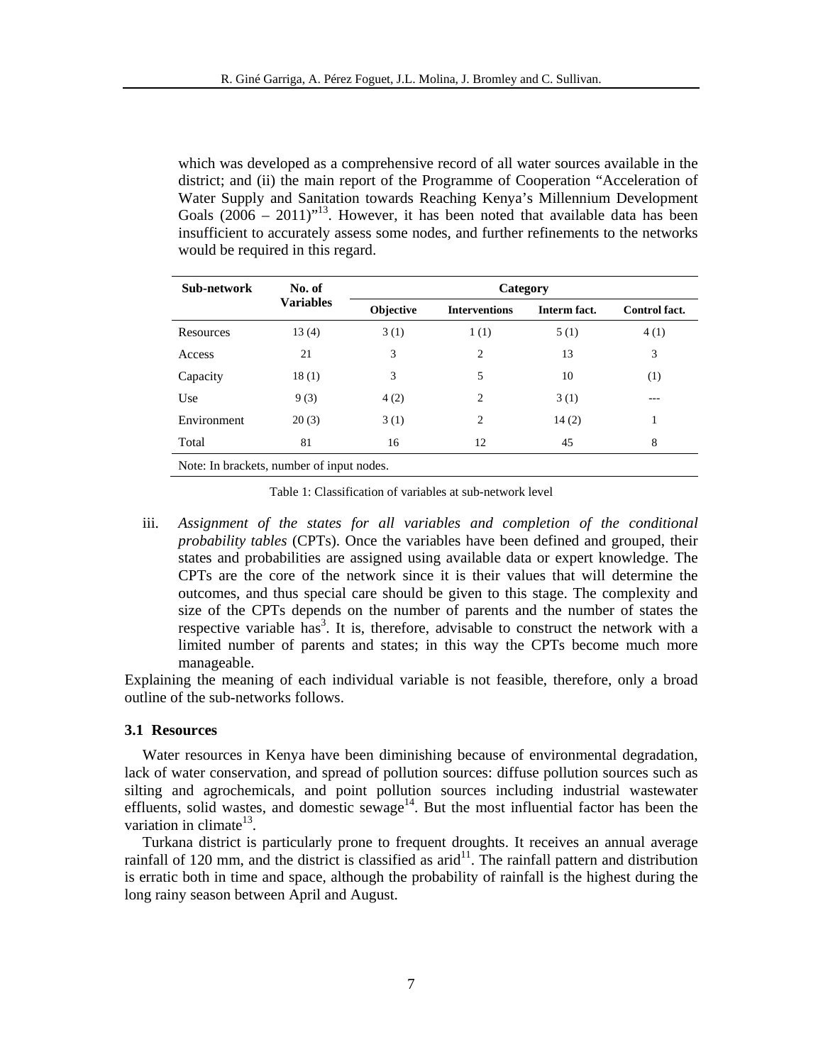which was developed as a comprehensive record of all water sources available in the district; and (ii) the main report of the Programme of Cooperation "Acceleration of Water Supply and Sanitation towards Reaching Kenya's Millennium Development Goals (2006 – 2011)"[13]. However, it has been noted that available data has been insufficient to accurately assess some nodes, and further refinements to the networks would be required in this regard.

| Sub-network | No. of Variables | Category | | | |
|---|---|---|---|---|---|
| | | Objective | Interventions | Interm fact. | Control fact. |
| Resources | 13 (4) | 3 (1) | 1 (1) | 5 (1) | 4 (1) |
| Access | 21 | 3 | 2 | 13 | 3 |
| Capacity | 18 (1) | 3 | 5 | 10 | (1) |
| Use | 9 (3) | 4 (2) | 2 | 3 (1) | --- |
| Environment | 20 (3) | 3 (1) | 2 | 14 (2) | 1 |
| Total | 81 | 16 | 12 | 45 | 8 |

Note: In brackets, number of input nodes.

Table 1: Classification of variables at sub-network level

iii. *Assignment of the states for all variables and completion of the conditional probability tables* (CPTs). Once the variables have been defined and grouped, their states and probabilities are assigned using available data or expert knowledge. The CPTs are the core of the network since it is their values that will determine the outcomes, and thus special care should be given to this stage. The complexity and size of the CPTs depends on the number of parents and the number of states the respective variable has[3]. It is, therefore, advisable to construct the network with a limited number of parents and states; in this way the CPTs become much more manageable.

Explaining the meaning of each individual variable is not feasible, therefore, only a broad outline of the sub-networks follows.

### 3.1 Resources

Water resources in Kenya have been diminishing because of environmental degradation, lack of water conservation, and spread of pollution sources: diffuse pollution sources such as silting and agrochemicals, and point pollution sources including industrial wastewater effluents, solid wastes, and domestic sewage[14]. But the most influential factor has been the variation in climate[13].

Turkana district is particularly prone to frequent droughts. It receives an annual average rainfall of 120 mm, and the district is classified as arid[11]. The rainfall pattern and distribution is erratic both in time and space, although the probability of rainfall is the highest during the long rainy season between April and August.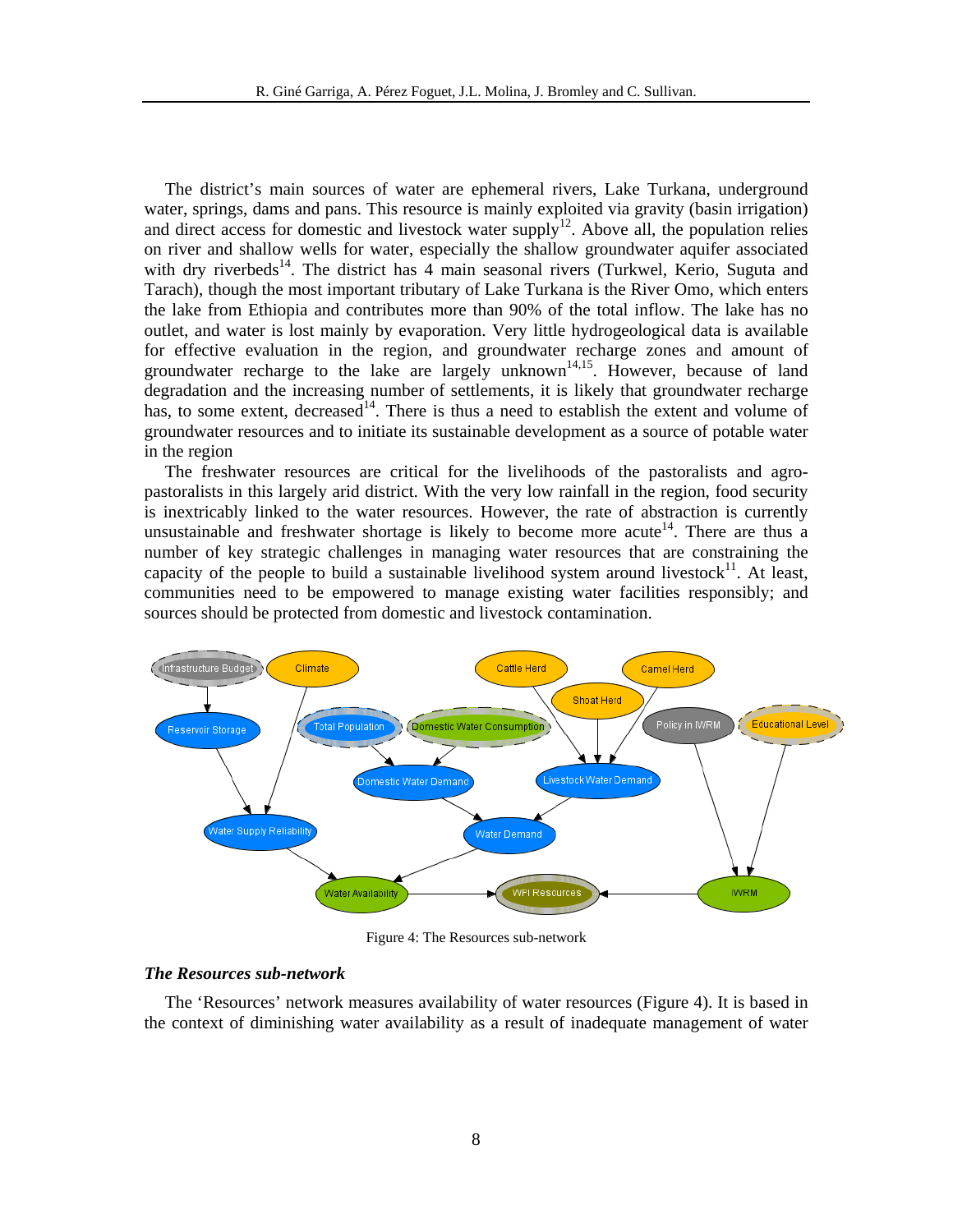The district's main sources of water are ephemeral rivers, Lake Turkana, underground water, springs, dams and pans. This resource is mainly exploited via gravity (basin irrigation) and direct access for domestic and livestock water supply[12]. Above all, the population relies on river and shallow wells for water, especially the shallow groundwater aquifer associated with dry riverbeds[14]. The district has 4 main seasonal rivers (Turkwel, Kerio, Suguta and Tarach), though the most important tributary of Lake Turkana is the River Omo, which enters the lake from Ethiopia and contributes more than 90% of the total inflow. The lake has no outlet, and water is lost mainly by evaporation. Very little hydrogeological data is available for effective evaluation in the region, and groundwater recharge zones and amount of groundwater recharge to the lake are largely unknown[14,15]. However, because of land degradation and the increasing number of settlements, it is likely that groundwater recharge has, to some extent, decreased[14]. There is thus a need to establish the extent and volume of groundwater resources and to initiate its sustainable development as a source of potable water in the region

The freshwater resources are critical for the livelihoods of the pastoralists and agro-pastoralists in this largely arid district. With the very low rainfall in the region, food security is inextricably linked to the water resources. However, the rate of abstraction is currently unsustainable and freshwater shortage is likely to become more acute[14]. There are thus a number of key strategic challenges in managing water resources that are constraining the capacity of the people to build a sustainable livelihood system around livestock[11]. At least, communities need to be empowered to manage existing water facilities responsibly; and sources should be protected from domestic and livestock contamination.

Figure 4: The Resources sub-network

### *The Resources sub-network*

The 'Resources' network measures availability of water resources (Figure 4). It is based in the context of diminishing water availability as a result of inadequate management of water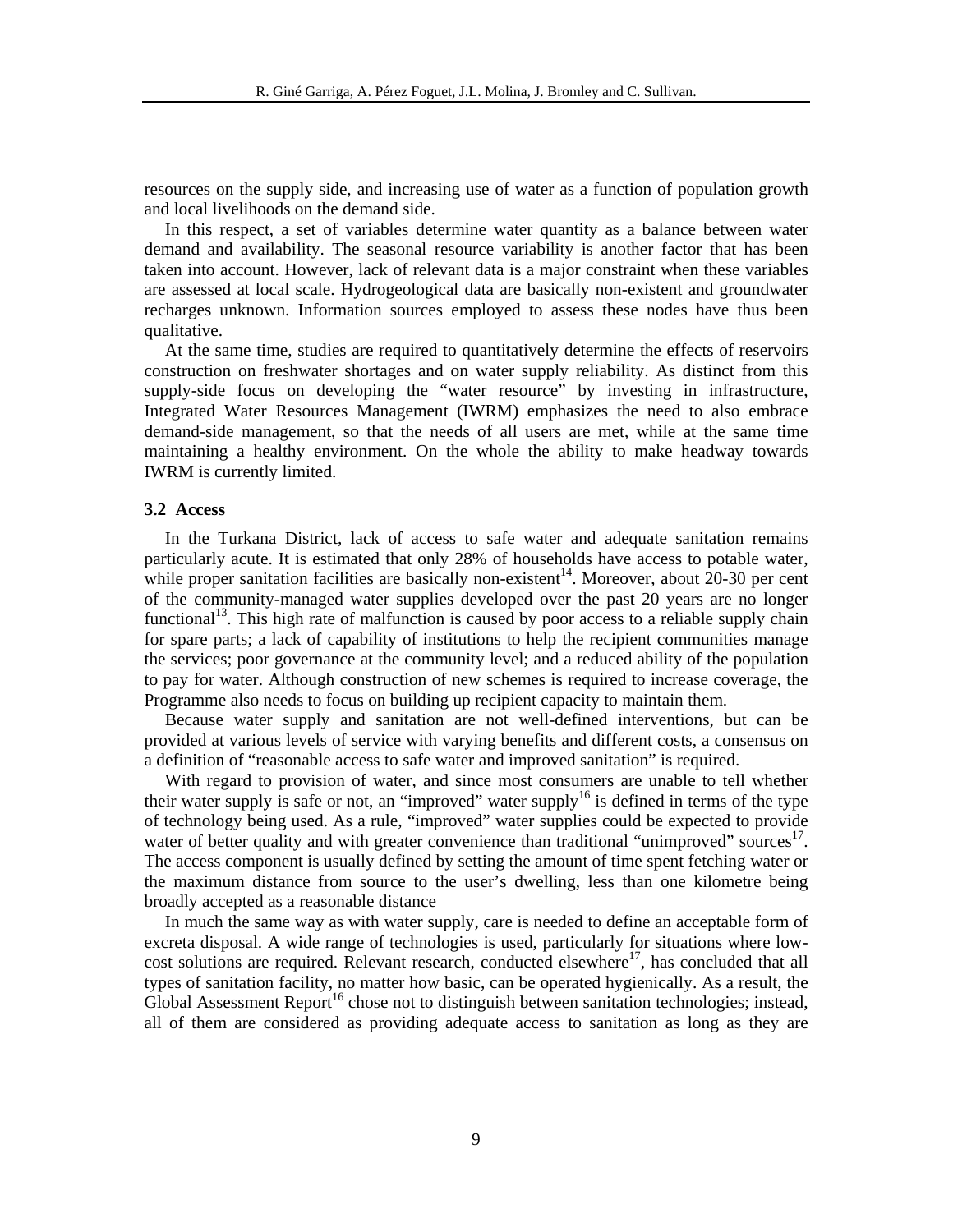resources on the supply side, and increasing use of water as a function of population growth and local livelihoods on the demand side.

In this respect, a set of variables determine water quantity as a balance between water demand and availability. The seasonal resource variability is another factor that has been taken into account. However, lack of relevant data is a major constraint when these variables are assessed at local scale. Hydrogeological data are basically non-existent and groundwater recharges unknown. Information sources employed to assess these nodes have thus been qualitative.

At the same time, studies are required to quantitatively determine the effects of reservoirs construction on freshwater shortages and on water supply reliability. As distinct from this supply-side focus on developing the "water resource" by investing in infrastructure, Integrated Water Resources Management (IWRM) emphasizes the need to also embrace demand-side management, so that the needs of all users are met, while at the same time maintaining a healthy environment. On the whole the ability to make headway towards IWRM is currently limited.

### 3.2 Access

In the Turkana District, lack of access to safe water and adequate sanitation remains particularly acute. It is estimated that only 28% of households have access to potable water, while proper sanitation facilities are basically non-existent[14]. Moreover, about 20-30 per cent of the community-managed water supplies developed over the past 20 years are no longer functional[13]. This high rate of malfunction is caused by poor access to a reliable supply chain for spare parts; a lack of capability of institutions to help the recipient communities manage the services; poor governance at the community level; and a reduced ability of the population to pay for water. Although construction of new schemes is required to increase coverage, the Programme also needs to focus on building up recipient capacity to maintain them.

Because water supply and sanitation are not well-defined interventions, but can be provided at various levels of service with varying benefits and different costs, a consensus on a definition of "reasonable access to safe water and improved sanitation" is required.

With regard to provision of water, and since most consumers are unable to tell whether their water supply is safe or not, an "improved" water supply[16] is defined in terms of the type of technology being used. As a rule, "improved" water supplies could be expected to provide water of better quality and with greater convenience than traditional "unimproved" sources[17]. The access component is usually defined by setting the amount of time spent fetching water or the maximum distance from source to the user's dwelling, less than one kilometre being broadly accepted as a reasonable distance

In much the same way as with water supply, care is needed to define an acceptable form of excreta disposal. A wide range of technologies is used, particularly for situations where low-cost solutions are required. Relevant research, conducted elsewhere[17], has concluded that all types of sanitation facility, no matter how basic, can be operated hygienically. As a result, the Global Assessment Report[16] chose not to distinguish between sanitation technologies; instead, all of them are considered as providing adequate access to sanitation as long as they are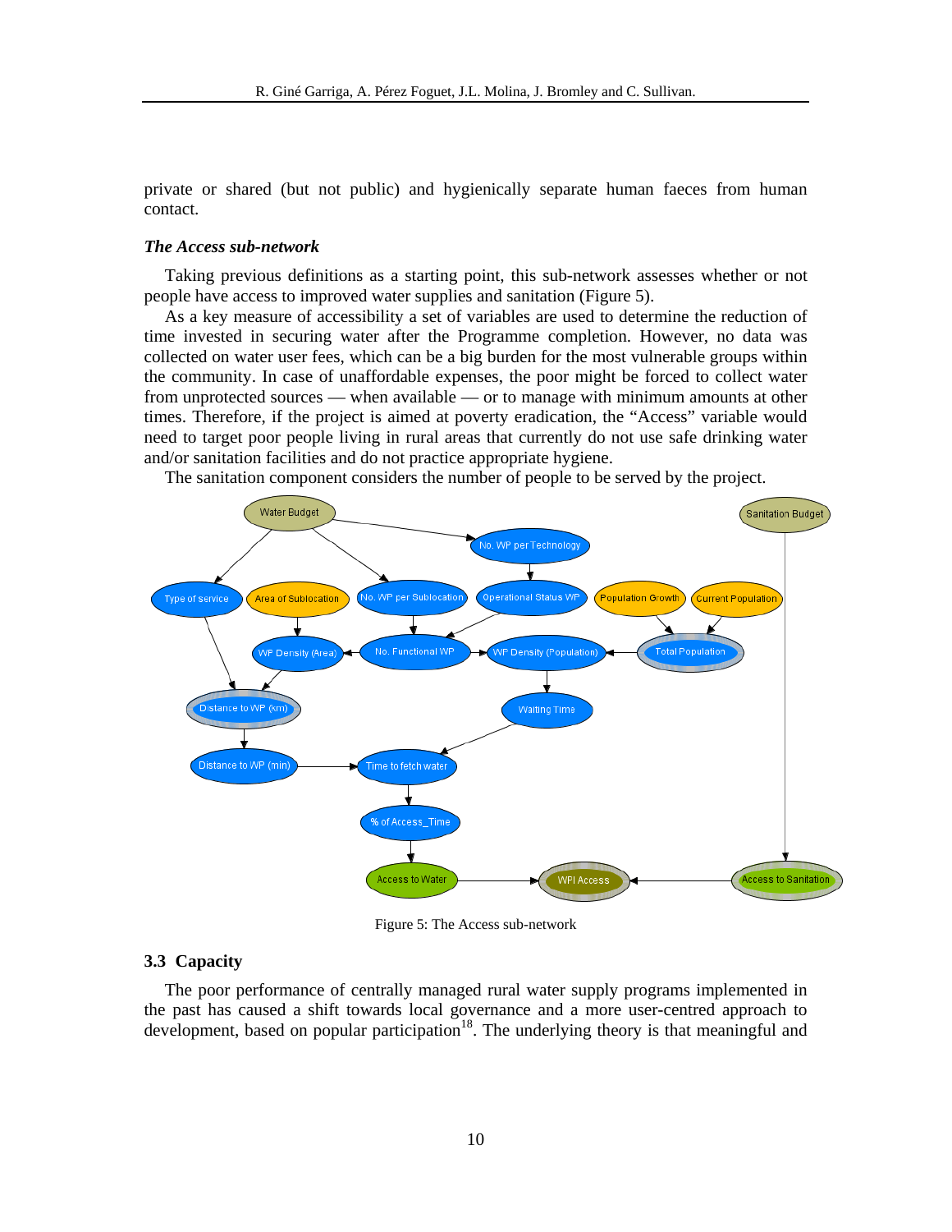private or shared (but not public) and hygienically separate human faeces from human contact.

***The Access sub-network***

Taking previous definitions as a starting point, this sub-network assesses whether or not people have access to improved water supplies and sanitation (Figure 5).

As a key measure of accessibility a set of variables are used to determine the reduction of time invested in securing water after the Programme completion. However, no data was collected on water user fees, which can be a big burden for the most vulnerable groups within the community. In case of unaffordable expenses, the poor might be forced to collect water from unprotected sources — when available — or to manage with minimum amounts at other times. Therefore, if the project is aimed at poverty eradication, the "Access" variable would need to target poor people living in rural areas that currently do not use safe drinking water and/or sanitation facilities and do not practice appropriate hygiene.

The sanitation component considers the number of people to be served by the project.

Figure 5: The Access sub-network

### 3.3 Capacity

The poor performance of centrally managed rural water supply programs implemented in the past has caused a shift towards local governance and a more user-centred approach to development, based on popular participation[18]. The underlying theory is that meaningful and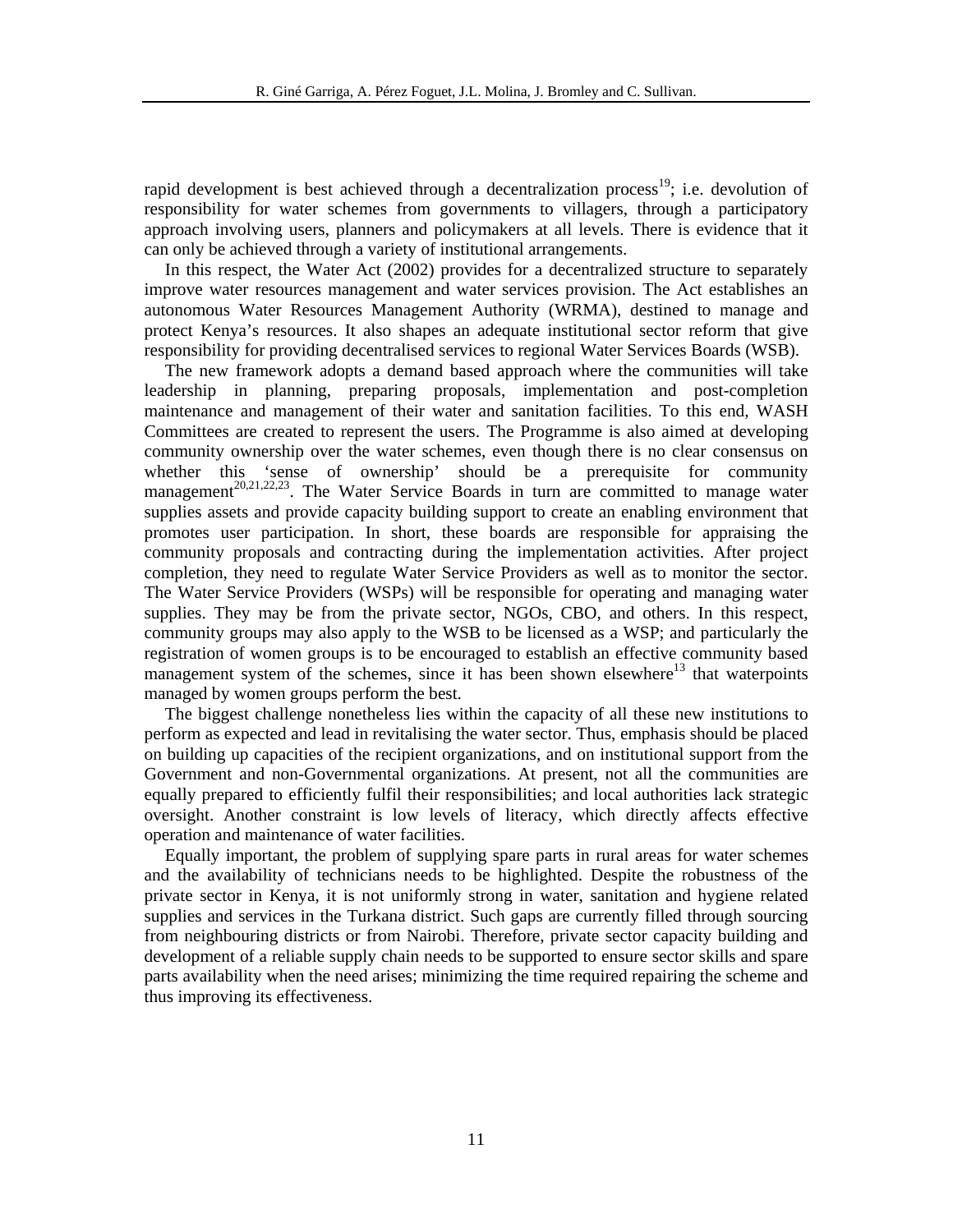rapid development is best achieved through a decentralization process[19]; i.e. devolution of responsibility for water schemes from governments to villagers, through a participatory approach involving users, planners and policymakers at all levels. There is evidence that it can only be achieved through a variety of institutional arrangements.

In this respect, the Water Act (2002) provides for a decentralized structure to separately improve water resources management and water services provision. The Act establishes an autonomous Water Resources Management Authority (WRMA), destined to manage and protect Kenya's resources. It also shapes an adequate institutional sector reform that give responsibility for providing decentralised services to regional Water Services Boards (WSB).

The new framework adopts a demand based approach where the communities will take leadership in planning, preparing proposals, implementation and post-completion maintenance and management of their water and sanitation facilities. To this end, WASH Committees are created to represent the users. The Programme is also aimed at developing community ownership over the water schemes, even though there is no clear consensus on whether this 'sense of ownership' should be a prerequisite for community management[20,21,22,23]. The Water Service Boards in turn are committed to manage water supplies assets and provide capacity building support to create an enabling environment that promotes user participation. In short, these boards are responsible for appraising the community proposals and contracting during the implementation activities. After project completion, they need to regulate Water Service Providers as well as to monitor the sector. The Water Service Providers (WSPs) will be responsible for operating and managing water supplies. They may be from the private sector, NGOs, CBO, and others. In this respect, community groups may also apply to the WSB to be licensed as a WSP; and particularly the registration of women groups is to be encouraged to establish an effective community based management system of the schemes, since it has been shown elsewhere[13] that waterpoints managed by women groups perform the best.

The biggest challenge nonetheless lies within the capacity of all these new institutions to perform as expected and lead in revitalising the water sector. Thus, emphasis should be placed on building up capacities of the recipient organizations, and on institutional support from the Government and non-Governmental organizations. At present, not all the communities are equally prepared to efficiently fulfil their responsibilities; and local authorities lack strategic oversight. Another constraint is low levels of literacy, which directly affects effective operation and maintenance of water facilities.

Equally important, the problem of supplying spare parts in rural areas for water schemes and the availability of technicians needs to be highlighted. Despite the robustness of the private sector in Kenya, it is not uniformly strong in water, sanitation and hygiene related supplies and services in the Turkana district. Such gaps are currently filled through sourcing from neighbouring districts or from Nairobi. Therefore, private sector capacity building and development of a reliable supply chain needs to be supported to ensure sector skills and spare parts availability when the need arises; minimizing the time required repairing the scheme and thus improving its effectiveness.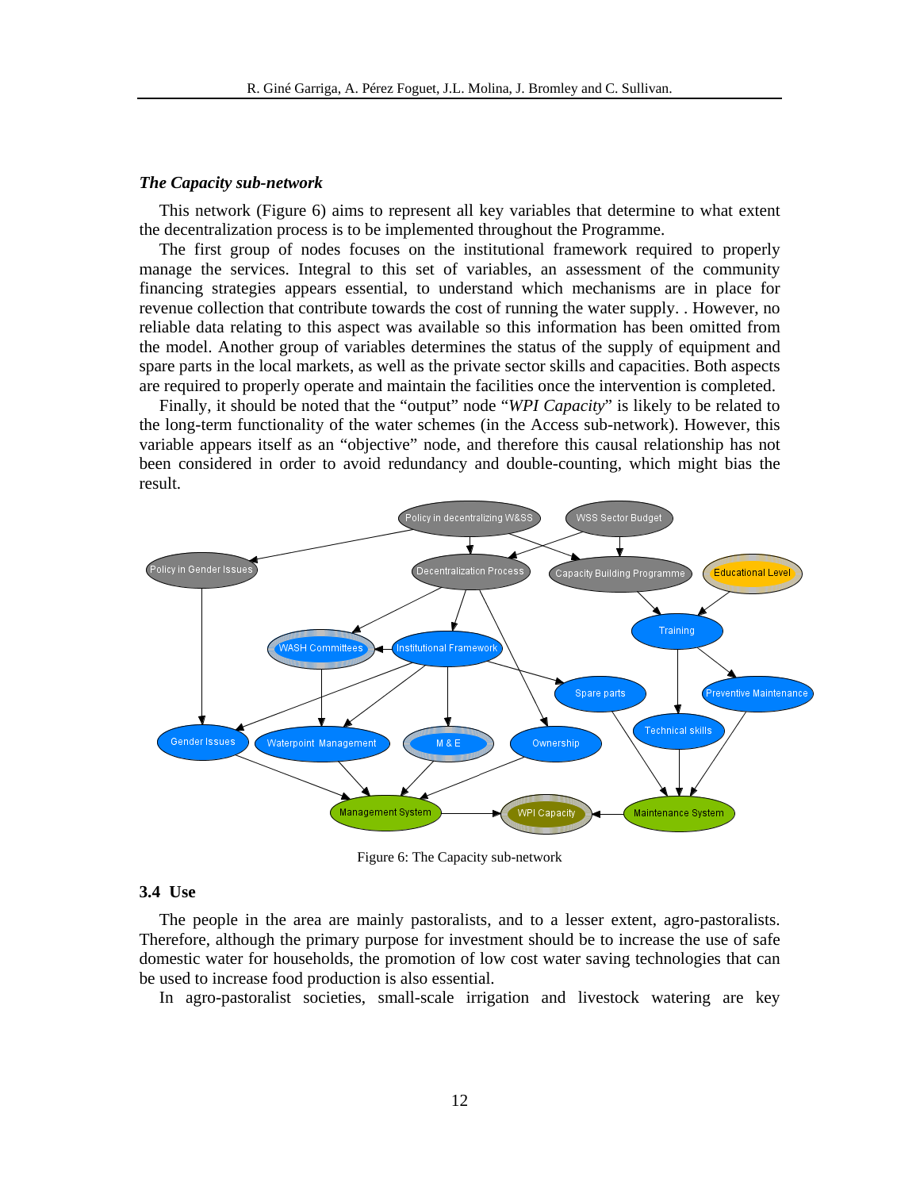### *The Capacity sub-network*

This network (Figure 6) aims to represent all key variables that determine to what extent the decentralization process is to be implemented throughout the Programme.

The first group of nodes focuses on the institutional framework required to properly manage the services. Integral to this set of variables, an assessment of the community financing strategies appears essential, to understand which mechanisms are in place for revenue collection that contribute towards the cost of running the water supply. . However, no reliable data relating to this aspect was available so this information has been omitted from the model. Another group of variables determines the status of the supply of equipment and spare parts in the local markets, as well as the private sector skills and capacities. Both aspects are required to properly operate and maintain the facilities once the intervention is completed.

Finally, it should be noted that the "output" node "*WPI Capacity*" is likely to be related to the long-term functionality of the water schemes (in the Access sub-network). However, this variable appears itself as an "objective" node, and therefore this causal relationship has not been considered in order to avoid redundancy and double-counting, which might bias the result.

Figure 6: The Capacity sub-network

### 3.4 Use

The people in the area are mainly pastoralists, and to a lesser extent, agro-pastoralists. Therefore, although the primary purpose for investment should be to increase the use of safe domestic water for households, the promotion of low cost water saving technologies that can be used to increase food production is also essential.

In agro-pastoralist societies, small-scale irrigation and livestock watering are key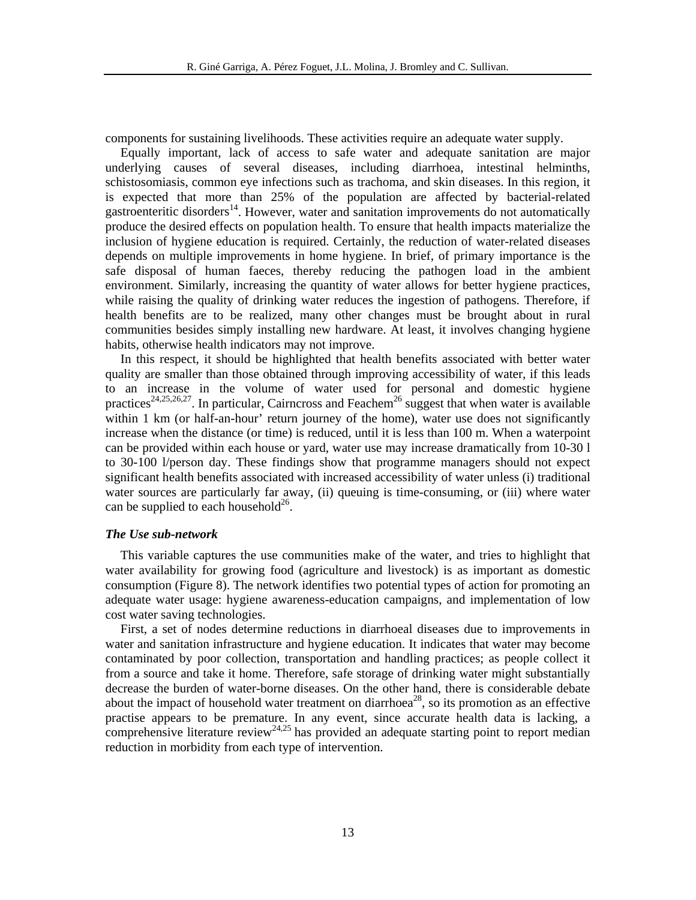components for sustaining livelihoods. These activities require an adequate water supply.

Equally important, lack of access to safe water and adequate sanitation are major underlying causes of several diseases, including diarrhoea, intestinal helminths, schistosomiasis, common eye infections such as trachoma, and skin diseases. In this region, it is expected that more than 25% of the population are affected by bacterial-related gastroenteritic disorders[14]. However, water and sanitation improvements do not automatically produce the desired effects on population health. To ensure that health impacts materialize the inclusion of hygiene education is required. Certainly, the reduction of water-related diseases depends on multiple improvements in home hygiene. In brief, of primary importance is the safe disposal of human faeces, thereby reducing the pathogen load in the ambient environment. Similarly, increasing the quantity of water allows for better hygiene practices, while raising the quality of drinking water reduces the ingestion of pathogens. Therefore, if health benefits are to be realized, many other changes must be brought about in rural communities besides simply installing new hardware. At least, it involves changing hygiene habits, otherwise health indicators may not improve.

In this respect, it should be highlighted that health benefits associated with better water quality are smaller than those obtained through improving accessibility of water, if this leads to an increase in the volume of water used for personal and domestic hygiene practices[24,25,26,27]. In particular, Cairncross and Feachem[26] suggest that when water is available within 1 km (or half-an-hour' return journey of the home), water use does not significantly increase when the distance (or time) is reduced, until it is less than 100 m. When a waterpoint can be provided within each house or yard, water use may increase dramatically from 10-30 l to 30-100 l/person day. These findings show that programme managers should not expect significant health benefits associated with increased accessibility of water unless (i) traditional water sources are particularly far away, (ii) queuing is time-consuming, or (iii) where water can be supplied to each household[26].

### *The Use sub-network*

This variable captures the use communities make of the water, and tries to highlight that water availability for growing food (agriculture and livestock) is as important as domestic consumption (Figure 8). The network identifies two potential types of action for promoting an adequate water usage: hygiene awareness-education campaigns, and implementation of low cost water saving technologies.

First, a set of nodes determine reductions in diarrhoeal diseases due to improvements in water and sanitation infrastructure and hygiene education. It indicates that water may become contaminated by poor collection, transportation and handling practices; as people collect it from a source and take it home. Therefore, safe storage of drinking water might substantially decrease the burden of water-borne diseases. On the other hand, there is considerable debate about the impact of household water treatment on diarrhoea[28], so its promotion as an effective practise appears to be premature. In any event, since accurate health data is lacking, a comprehensive literature review[24,25] has provided an adequate starting point to report median reduction in morbidity from each type of intervention.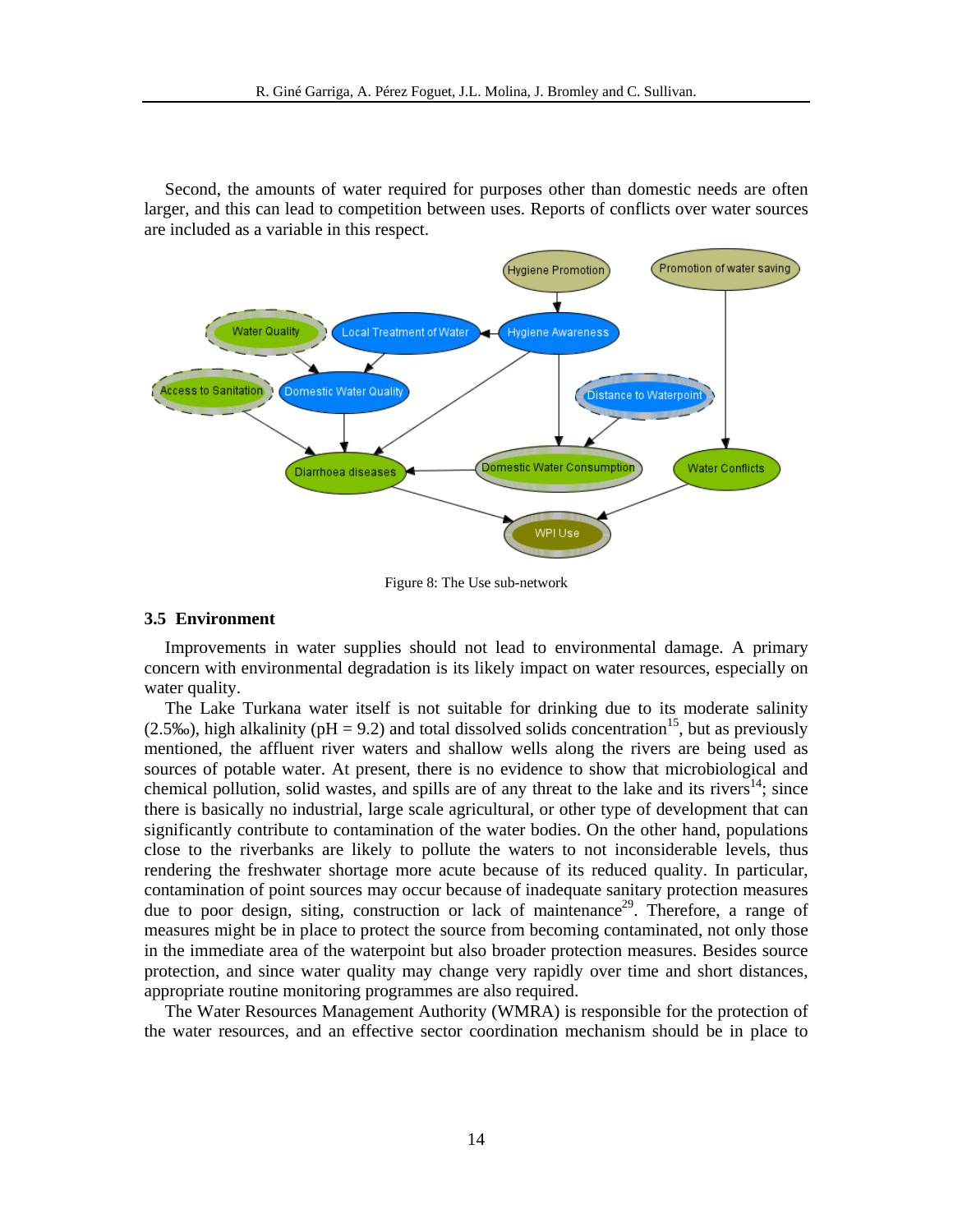Second, the amounts of water required for purposes other than domestic needs are often larger, and this can lead to competition between uses. Reports of conflicts over water sources are included as a variable in this respect.

Figure 8: The Use sub-network

### 3.5 Environment

Improvements in water supplies should not lead to environmental damage. A primary concern with environmental degradation is its likely impact on water resources, especially on water quality.

The Lake Turkana water itself is not suitable for drinking due to its moderate salinity (2.5‰), high alkalinity (pH = 9.2) and total dissolved solids concentration[15], but as previously mentioned, the affluent river waters and shallow wells along the rivers are being used as sources of potable water. At present, there is no evidence to show that microbiological and chemical pollution, solid wastes, and spills are of any threat to the lake and its rivers[14]; since there is basically no industrial, large scale agricultural, or other type of development that can significantly contribute to contamination of the water bodies. On the other hand, populations close to the riverbanks are likely to pollute the waters to not inconsiderable levels, thus rendering the freshwater shortage more acute because of its reduced quality. In particular, contamination of point sources may occur because of inadequate sanitary protection measures due to poor design, siting, construction or lack of maintenance[29]. Therefore, a range of measures might be in place to protect the source from becoming contaminated, not only those in the immediate area of the waterpoint but also broader protection measures. Besides source protection, and since water quality may change very rapidly over time and short distances, appropriate routine monitoring programmes are also required.

The Water Resources Management Authority (WMRA) is responsible for the protection of the water resources, and an effective sector coordination mechanism should be in place to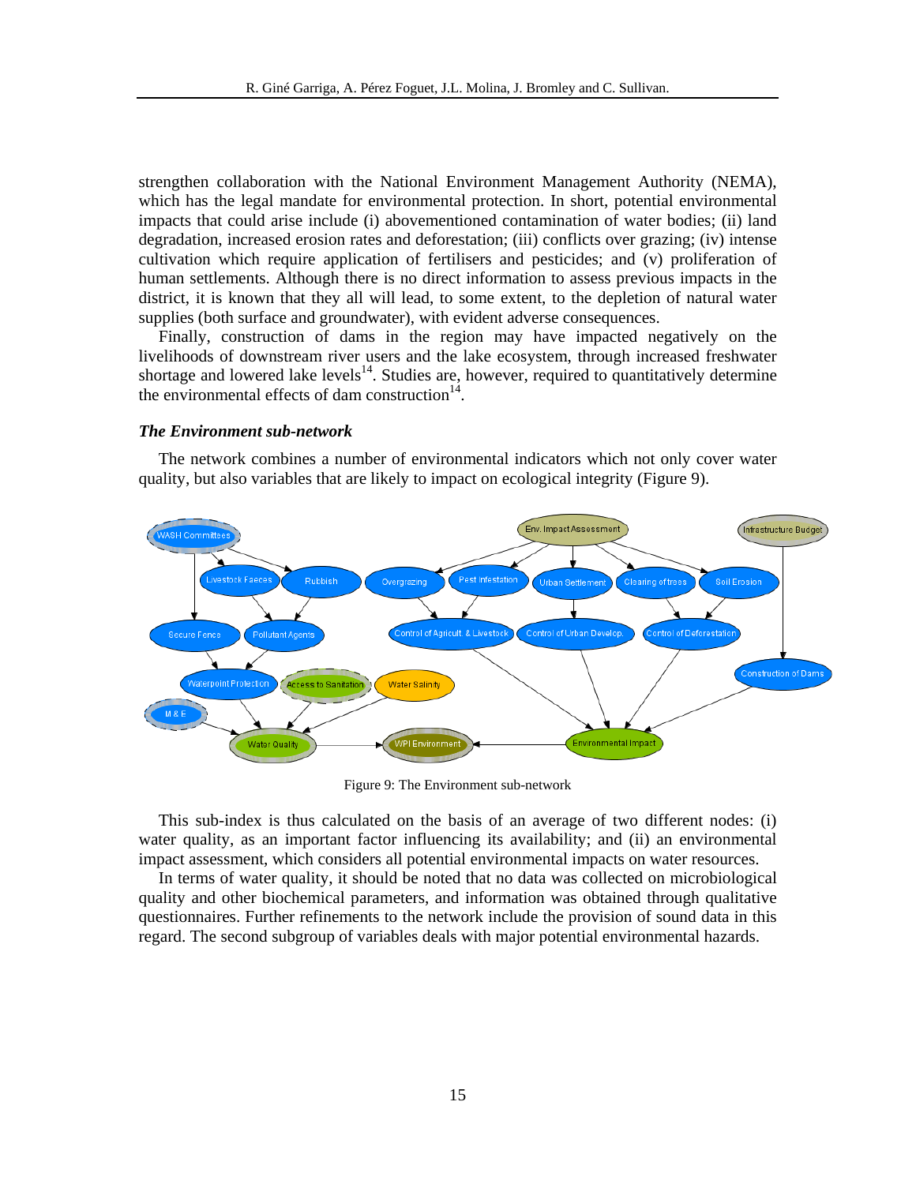strengthen collaboration with the National Environment Management Authority (NEMA), which has the legal mandate for environmental protection. In short, potential environmental impacts that could arise include (i) abovementioned contamination of water bodies; (ii) land degradation, increased erosion rates and deforestation; (iii) conflicts over grazing; (iv) intense cultivation which require application of fertilisers and pesticides; and (v) proliferation of human settlements. Although there is no direct information to assess previous impacts in the district, it is known that they all will lead, to some extent, to the depletion of natural water supplies (both surface and groundwater), with evident adverse consequences.

Finally, construction of dams in the region may have impacted negatively on the livelihoods of downstream river users and the lake ecosystem, through increased freshwater shortage and lowered lake levels[14]. Studies are, however, required to quantitatively determine the environmental effects of dam construction[14].

### *The Environment sub-network*

The network combines a number of environmental indicators which not only cover water quality, but also variables that are likely to impact on ecological integrity (Figure 9).

Figure 9: The Environment sub-network

This sub-index is thus calculated on the basis of an average of two different nodes: (i) water quality, as an important factor influencing its availability; and (ii) an environmental impact assessment, which considers all potential environmental impacts on water resources.

In terms of water quality, it should be noted that no data was collected on microbiological quality and other biochemical parameters, and information was obtained through qualitative questionnaires. Further refinements to the network include the provision of sound data in this regard. The second subgroup of variables deals with major potential environmental hazards.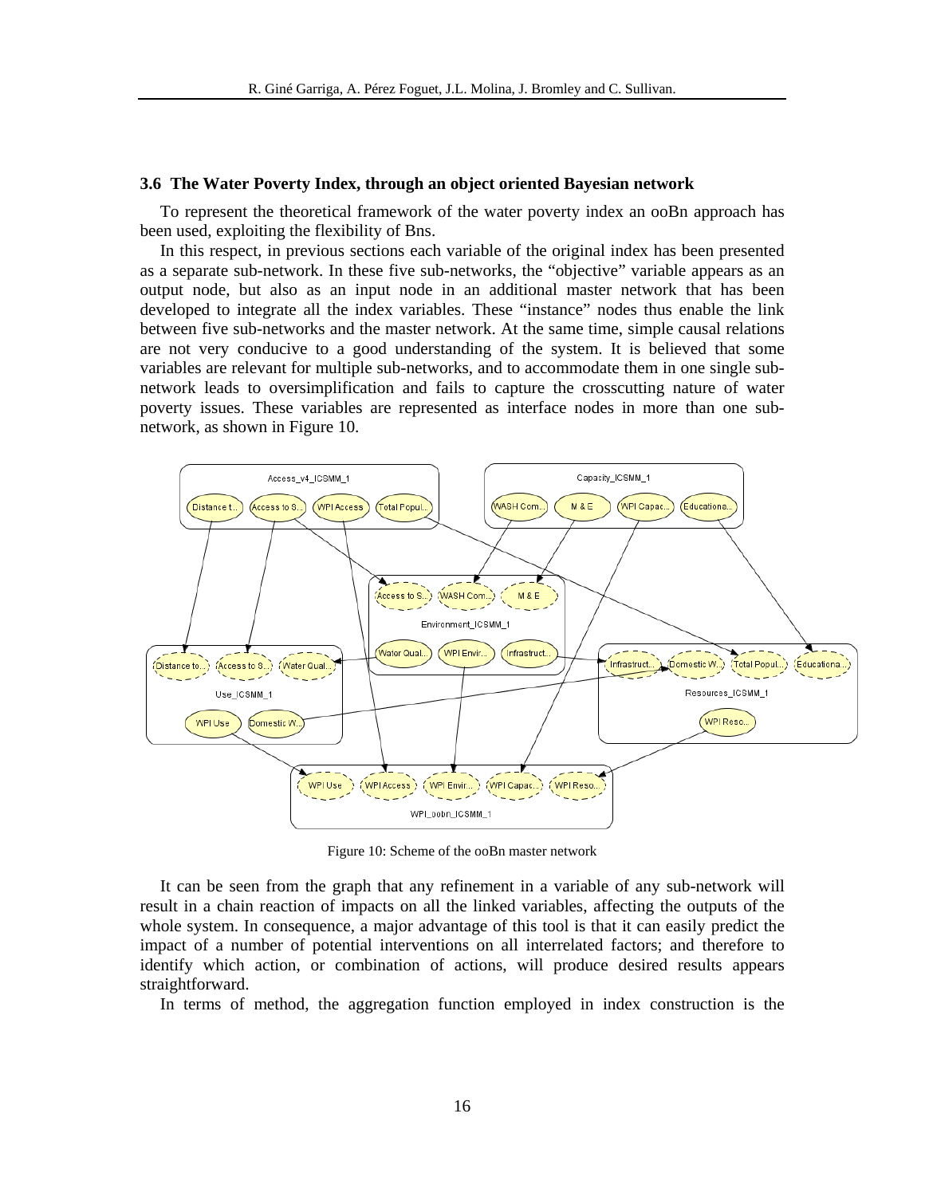### 3.6 The Water Poverty Index, through an object oriented Bayesian network

To represent the theoretical framework of the water poverty index an ooBn approach has been used, exploiting the flexibility of Bns.

In this respect, in previous sections each variable of the original index has been presented as a separate sub-network. In these five sub-networks, the "objective" variable appears as an output node, but also as an input node in an additional master network that has been developed to integrate all the index variables. These "instance" nodes thus enable the link between five sub-networks and the master network. At the same time, simple causal relations are not very conducive to a good understanding of the system. It is believed that some variables are relevant for multiple sub-networks, and to accommodate them in one single sub-network leads to oversimplification and fails to capture the crosscutting nature of water poverty issues. These variables are represented as interface nodes in more than one sub-network, as shown in Figure 10.

Figure 10: Scheme of the ooBn master network

It can be seen from the graph that any refinement in a variable of any sub-network will result in a chain reaction of impacts on all the linked variables, affecting the outputs of the whole system. In consequence, a major advantage of this tool is that it can easily predict the impact of a number of potential interventions on all interrelated factors; and therefore to identify which action, or combination of actions, will produce desired results appears straightforward.

In terms of method, the aggregation function employed in index construction is the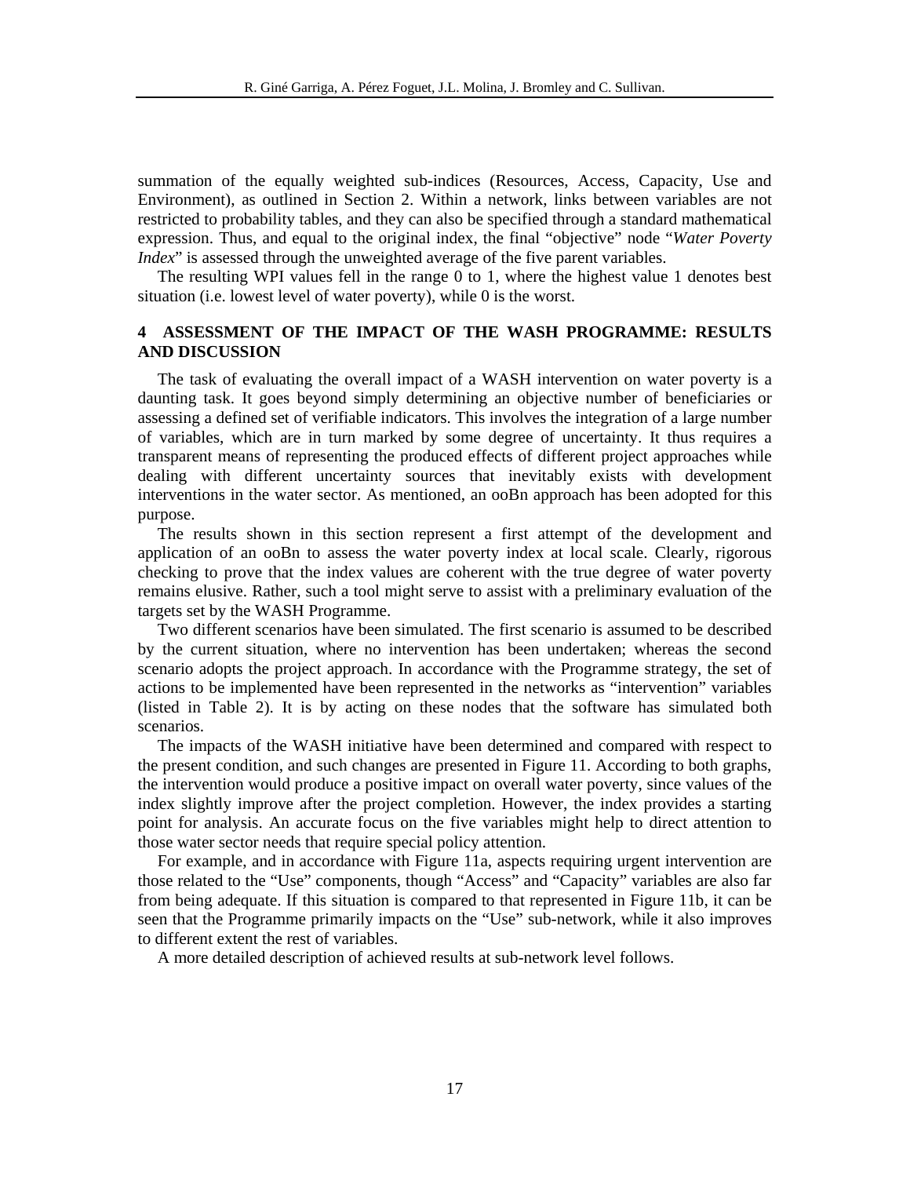summation of the equally weighted sub-indices (Resources, Access, Capacity, Use and Environment), as outlined in Section 2. Within a network, links between variables are not restricted to probability tables, and they can also be specified through a standard mathematical expression. Thus, and equal to the original index, the final "objective" node "*Water Poverty Index*" is assessed through the unweighted average of the five parent variables.

The resulting WPI values fell in the range 0 to 1, where the highest value 1 denotes best situation (i.e. lowest level of water poverty), while 0 is the worst.

## 4 ASSESSMENT OF THE IMPACT OF THE WASH PROGRAMME: RESULTS AND DISCUSSION

The task of evaluating the overall impact of a WASH intervention on water poverty is a daunting task. It goes beyond simply determining an objective number of beneficiaries or assessing a defined set of verifiable indicators. This involves the integration of a large number of variables, which are in turn marked by some degree of uncertainty. It thus requires a transparent means of representing the produced effects of different project approaches while dealing with different uncertainty sources that inevitably exists with development interventions in the water sector. As mentioned, an ooBn approach has been adopted for this purpose.

The results shown in this section represent a first attempt of the development and application of an ooBn to assess the water poverty index at local scale. Clearly, rigorous checking to prove that the index values are coherent with the true degree of water poverty remains elusive. Rather, such a tool might serve to assist with a preliminary evaluation of the targets set by the WASH Programme.

Two different scenarios have been simulated. The first scenario is assumed to be described by the current situation, where no intervention has been undertaken; whereas the second scenario adopts the project approach. In accordance with the Programme strategy, the set of actions to be implemented have been represented in the networks as "intervention" variables (listed in Table 2). It is by acting on these nodes that the software has simulated both scenarios.

The impacts of the WASH initiative have been determined and compared with respect to the present condition, and such changes are presented in Figure 11. According to both graphs, the intervention would produce a positive impact on overall water poverty, since values of the index slightly improve after the project completion. However, the index provides a starting point for analysis. An accurate focus on the five variables might help to direct attention to those water sector needs that require special policy attention.

For example, and in accordance with Figure 11a, aspects requiring urgent intervention are those related to the "Use" components, though "Access" and "Capacity" variables are also far from being adequate. If this situation is compared to that represented in Figure 11b, it can be seen that the Programme primarily impacts on the "Use" sub-network, while it also improves to different extent the rest of variables.

A more detailed description of achieved results at sub-network level follows.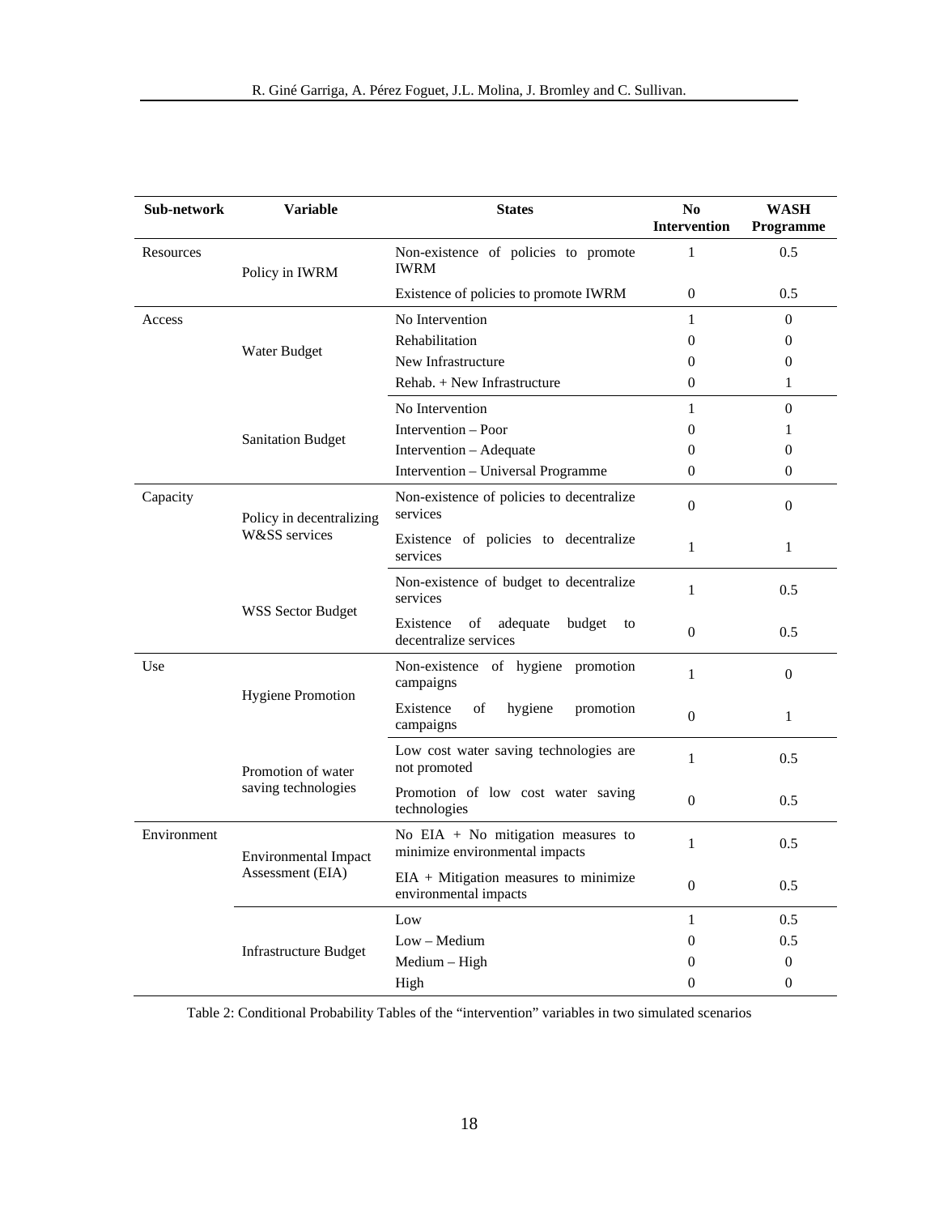| Sub-network | Variable | States | No Intervention | WASH Programme |
|---|---|---|---|---|
| Resources | Policy in IWRM | Non-existence of policies to promote IWRM | 1 | 0.5 |
| | | Existence of policies to promote IWRM | 0 | 0.5 |
| Access | Water Budget | No Intervention | 1 | 0 |
| | | Rehabilitation | 0 | 0 |
| | | New Infrastructure | 0 | 0 |
| | | Rehab. + New Infrastructure | 0 | 1 |
| | Sanitation Budget | No Intervention | 1 | 0 |
| | | Intervention – Poor | 0 | 1 |
| | | Intervention – Adequate | 0 | 0 |
| | | Intervention – Universal Programme | 0 | 0 |
| Capacity | Policy in decentralizing W&SS services | Non-existence of policies to decentralize services | 0 | 0 |
| | | Existence of policies to decentralize services | 1 | 1 |
| | WSS Sector Budget | Non-existence of budget to decentralize services | 1 | 0.5 |
| | | Existence of adequate budget to decentralize services | 0 | 0.5 |
| Use | Hygiene Promotion | Non-existence of hygiene promotion campaigns | 1 | 0 |
| | | Existence of hygiene promotion campaigns | 0 | 1 |
| | Promotion of water saving technologies | Low cost water saving technologies are not promoted | 1 | 0.5 |
| | | Promotion of low cost water saving technologies | 0 | 0.5 |
| Environment | Environmental Impact Assessment (EIA) | No EIA + No mitigation measures to minimize environmental impacts | 1 | 0.5 |
| | | EIA + Mitigation measures to minimize environmental impacts | 0 | 0.5 |
| | Infrastructure Budget | Low | 1 | 0.5 |
| | | Low – Medium | 0 | 0.5 |
| | | Medium – High | 0 | 0 |
| | | High | 0 | 0 |

Table 2: Conditional Probability Tables of the “intervention” variables in two simulated scenarios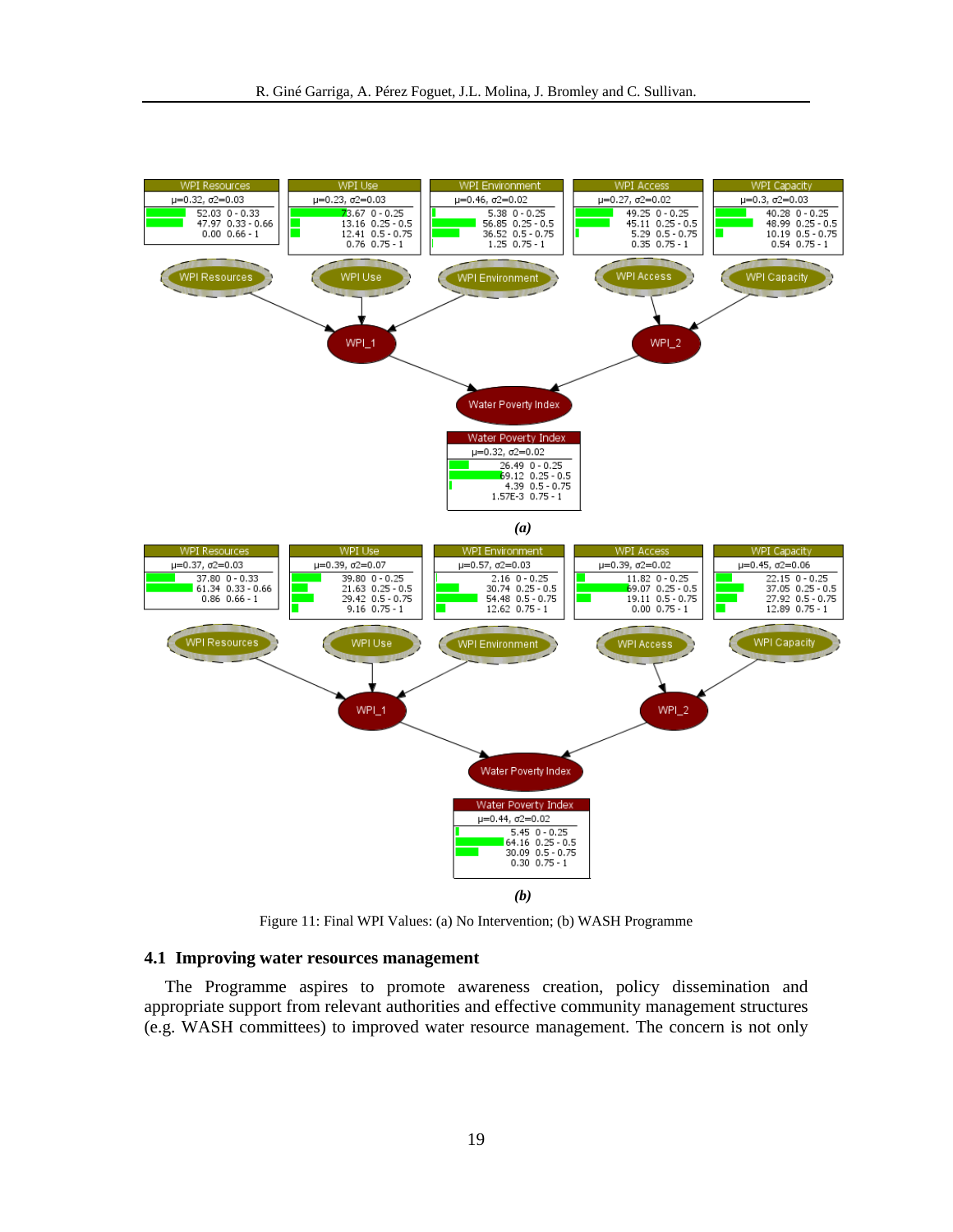Figure 11: Final WPI Values: (a) No Intervention; (b) WASH Programme

### 4.1 Improving water resources management

The Programme aspires to promote awareness creation, policy dissemination and appropriate support from relevant authorities and effective community management structures (e.g. WASH committees) to improved water resource management. The concern is not only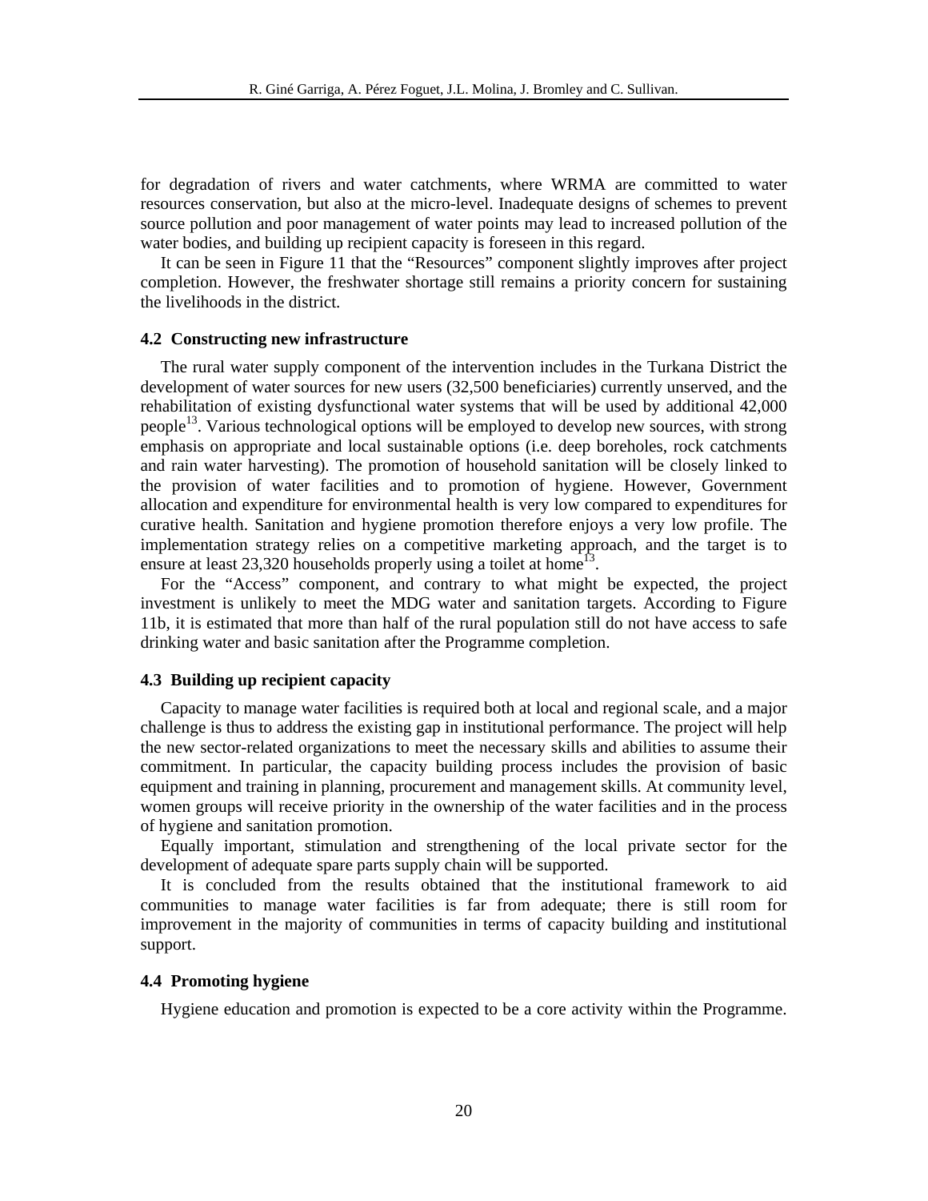for degradation of rivers and water catchments, where WRMA are committed to water resources conservation, but also at the micro-level. Inadequate designs of schemes to prevent source pollution and poor management of water points may lead to increased pollution of the water bodies, and building up recipient capacity is foreseen in this regard.

It can be seen in Figure 11 that the "Resources" component slightly improves after project completion. However, the freshwater shortage still remains a priority concern for sustaining the livelihoods in the district.

### 4.2 Constructing new infrastructure

The rural water supply component of the intervention includes in the Turkana District the development of water sources for new users (32,500 beneficiaries) currently unserved, and the rehabilitation of existing dysfunctional water systems that will be used by additional 42,000 people[13]. Various technological options will be employed to develop new sources, with strong emphasis on appropriate and local sustainable options (i.e. deep boreholes, rock catchments and rain water harvesting). The promotion of household sanitation will be closely linked to the provision of water facilities and to promotion of hygiene. However, Government allocation and expenditure for environmental health is very low compared to expenditures for curative health. Sanitation and hygiene promotion therefore enjoys a very low profile. The implementation strategy relies on a competitive marketing approach, and the target is to ensure at least 23,320 households properly using a toilet at home[13].

For the "Access" component, and contrary to what might be expected, the project investment is unlikely to meet the MDG water and sanitation targets. According to Figure 11b, it is estimated that more than half of the rural population still do not have access to safe drinking water and basic sanitation after the Programme completion.

### 4.3 Building up recipient capacity

Capacity to manage water facilities is required both at local and regional scale, and a major challenge is thus to address the existing gap in institutional performance. The project will help the new sector-related organizations to meet the necessary skills and abilities to assume their commitment. In particular, the capacity building process includes the provision of basic equipment and training in planning, procurement and management skills. At community level, women groups will receive priority in the ownership of the water facilities and in the process of hygiene and sanitation promotion.

Equally important, stimulation and strengthening of the local private sector for the development of adequate spare parts supply chain will be supported.

It is concluded from the results obtained that the institutional framework to aid communities to manage water facilities is far from adequate; there is still room for improvement in the majority of communities in terms of capacity building and institutional support.

### 4.4 Promoting hygiene

Hygiene education and promotion is expected to be a core activity within the Programme.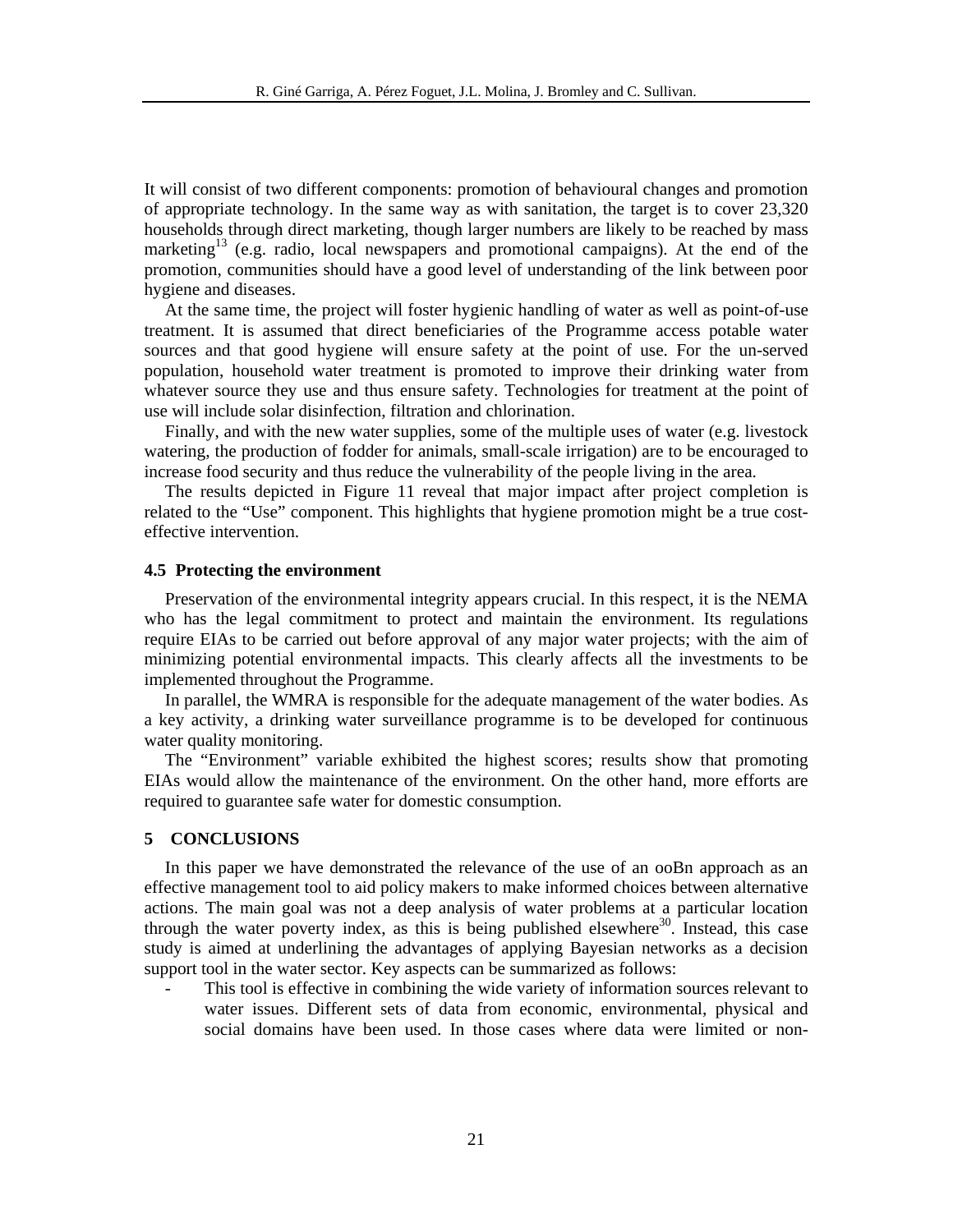It will consist of two different components: promotion of behavioural changes and promotion of appropriate technology. In the same way as with sanitation, the target is to cover 23,320 households through direct marketing, though larger numbers are likely to be reached by mass marketing[13] (e.g. radio, local newspapers and promotional campaigns). At the end of the promotion, communities should have a good level of understanding of the link between poor hygiene and diseases.

At the same time, the project will foster hygienic handling of water as well as point-of-use treatment. It is assumed that direct beneficiaries of the Programme access potable water sources and that good hygiene will ensure safety at the point of use. For the un-served population, household water treatment is promoted to improve their drinking water from whatever source they use and thus ensure safety. Technologies for treatment at the point of use will include solar disinfection, filtration and chlorination.

Finally, and with the new water supplies, some of the multiple uses of water (e.g. livestock watering, the production of fodder for animals, small-scale irrigation) are to be encouraged to increase food security and thus reduce the vulnerability of the people living in the area.

The results depicted in Figure 11 reveal that major impact after project completion is related to the "Use" component. This highlights that hygiene promotion might be a true cost-effective intervention.

### 4.5 Protecting the environment

Preservation of the environmental integrity appears crucial. In this respect, it is the NEMA who has the legal commitment to protect and maintain the environment. Its regulations require EIAs to be carried out before approval of any major water projects; with the aim of minimizing potential environmental impacts. This clearly affects all the investments to be implemented throughout the Programme.

In parallel, the WMRA is responsible for the adequate management of the water bodies. As a key activity, a drinking water surveillance programme is to be developed for continuous water quality monitoring.

The "Environment" variable exhibited the highest scores; results show that promoting EIAs would allow the maintenance of the environment. On the other hand, more efforts are required to guarantee safe water for domestic consumption.

## 5 CONCLUSIONS

In this paper we have demonstrated the relevance of the use of an ooBn approach as an effective management tool to aid policy makers to make informed choices between alternative actions. The main goal was not a deep analysis of water problems at a particular location through the water poverty index, as this is being published elsewhere[30]. Instead, this case study is aimed at underlining the advantages of applying Bayesian networks as a decision support tool in the water sector. Key aspects can be summarized as follows:

- This tool is effective in combining the wide variety of information sources relevant to water issues. Different sets of data from economic, environmental, physical and social domains have been used. In those cases where data were limited or non-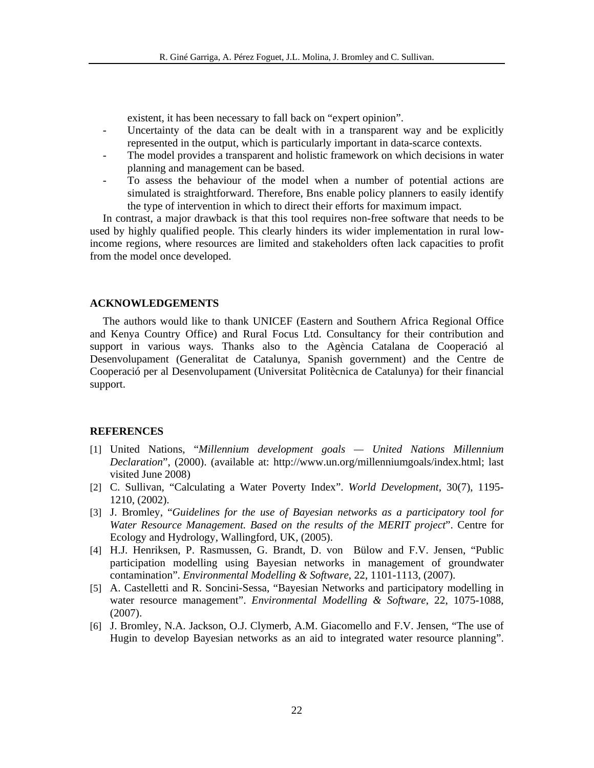existent, it has been necessary to fall back on "expert opinion".

- Uncertainty of the data can be dealt with in a transparent way and be explicitly represented in the output, which is particularly important in data-scarce contexts.
- The model provides a transparent and holistic framework on which decisions in water planning and management can be based.
- To assess the behaviour of the model when a number of potential actions are simulated is straightforward. Therefore, Bns enable policy planners to easily identify the type of intervention in which to direct their efforts for maximum impact.

In contrast, a major drawback is that this tool requires non-free software that needs to be used by highly qualified people. This clearly hinders its wider implementation in rural low-income regions, where resources are limited and stakeholders often lack capacities to profit from the model once developed.

## ACKNOWLEDGEMENTS

The authors would like to thank UNICEF (Eastern and Southern Africa Regional Office and Kenya Country Office) and Rural Focus Ltd. Consultancy for their contribution and support in various ways. Thanks also to the Agència Catalana de Cooperació al Desenvolupament (Generalitat de Catalunya, Spanish government) and the Centre de Cooperació per al Desenvolupament (Universitat Politècnica de Catalunya) for their financial support.

## REFERENCES

[1] United Nations, "*Millennium development goals — United Nations Millennium Declaration*", (2000). (available at: http://www.un.org/millenniumgoals/index.html; last visited June 2008)

[2] C. Sullivan, "Calculating a Water Poverty Index". *World Development*, 30(7), 1195-1210, (2002).

[3] J. Bromley, "*Guidelines for the use of Bayesian networks as a participatory tool for Water Resource Management. Based on the results of the MERIT project*". Centre for Ecology and Hydrology, Wallingford, UK, (2005).

[4] H.J. Henriksen, P. Rasmussen, G. Brandt, D. von Bülow and F.V. Jensen, "Public participation modelling using Bayesian networks in management of groundwater contamination". *Environmental Modelling & Software*, 22, 1101-1113, (2007).

[5] A. Castelletti and R. Soncini-Sessa, "Bayesian Networks and participatory modelling in water resource management". *Environmental Modelling & Software*, 22, 1075-1088, (2007).

[6] J. Bromley, N.A. Jackson, O.J. Clymerb, A.M. Giacomello and F.V. Jensen, "The use of Hugin to develop Bayesian networks as an aid to integrated water resource planning".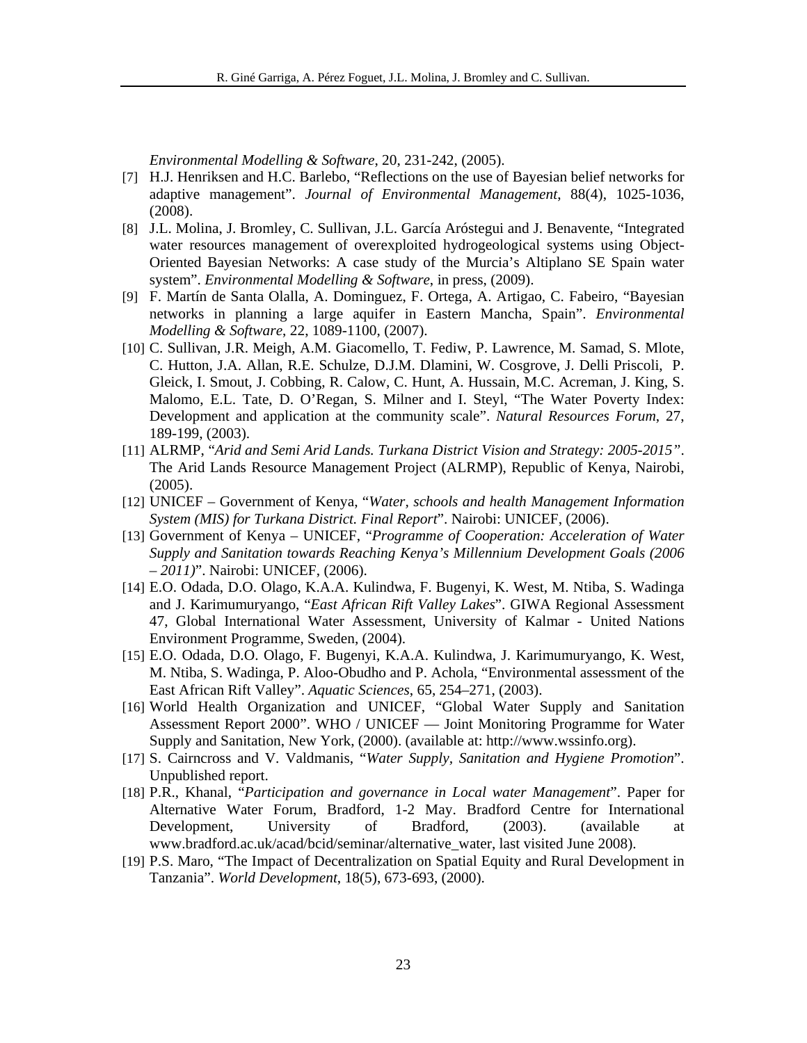*Environmental Modelling & Software*, 20, 231-242, (2005).

[7] H.J. Henriksen and H.C. Barlebo, "Reflections on the use of Bayesian belief networks for adaptive management". *Journal of Environmental Management*, 88(4), 1025-1036, (2008).

[8] J.L. Molina, J. Bromley, C. Sullivan, J.L. García Aróstegui and J. Benavente, "Integrated water resources management of overexploited hydrogeological systems using Object-Oriented Bayesian Networks: A case study of the Murcia's Altiplano SE Spain water system". *Environmental Modelling & Software*, in press, (2009).

[9] F. Martín de Santa Olalla, A. Dominguez, F. Ortega, A. Artigao, C. Fabeiro, "Bayesian networks in planning a large aquifer in Eastern Mancha, Spain". *Environmental Modelling & Software*, 22, 1089-1100, (2007).

[10] C. Sullivan, J.R. Meigh, A.M. Giacomello, T. Fediw, P. Lawrence, M. Samad, S. Mlote, C. Hutton, J.A. Allan, R.E. Schulze, D.J.M. Dlamini, W. Cosgrove, J. Delli Priscoli, P. Gleick, I. Smout, J. Cobbing, R. Calow, C. Hunt, A. Hussain, M.C. Acreman, J. King, S. Malomo, E.L. Tate, D. O'Regan, S. Milner and I. Steyl, "The Water Poverty Index: Development and application at the community scale". *Natural Resources Forum*, 27, 189-199, (2003).

[11] ALRMP, "*Arid and Semi Arid Lands. Turkana District Vision and Strategy: 2005-2015*". The Arid Lands Resource Management Project (ALRMP), Republic of Kenya, Nairobi, (2005).

[12] UNICEF – Government of Kenya, "*Water, schools and health Management Information System (MIS) for Turkana District. Final Report*". Nairobi: UNICEF, (2006).

[13] Government of Kenya – UNICEF, "*Programme of Cooperation: Acceleration of Water Supply and Sanitation towards Reaching Kenya's Millennium Development Goals (2006 – 2011)*". Nairobi: UNICEF, (2006).

[14] E.O. Odada, D.O. Olago, K.A.A. Kulindwa, F. Bugenyi, K. West, M. Ntiba, S. Wadinga and J. Karimumuryango, "*East African Rift Valley Lakes*". GIWA Regional Assessment 47, Global International Water Assessment, University of Kalmar - United Nations Environment Programme, Sweden, (2004).

[15] E.O. Odada, D.O. Olago, F. Bugenyi, K.A.A. Kulindwa, J. Karimumuryango, K. West, M. Ntiba, S. Wadinga, P. Aloo-Obudho and P. Achola, "Environmental assessment of the East African Rift Valley". *Aquatic Sciences*, 65, 254–271, (2003).

[16] World Health Organization and UNICEF, "Global Water Supply and Sanitation Assessment Report 2000". WHO / UNICEF — Joint Monitoring Programme for Water Supply and Sanitation, New York, (2000). (available at: http://www.wssinfo.org).

[17] S. Cairncross and V. Valdmanis, "*Water Supply, Sanitation and Hygiene Promotion*". Unpublished report.

[18] P.R., Khanal, "*Participation and governance in Local water Management*". Paper for Alternative Water Forum, Bradford, 1-2 May. Bradford Centre for International Development, University of Bradford, (2003). (available at www.bradford.ac.uk/acad/bcid/seminar/alternative_water, last visited June 2008).

[19] P.S. Maro, "The Impact of Decentralization on Spatial Equity and Rural Development in Tanzania". *World Development*, 18(5), 673-693, (2000).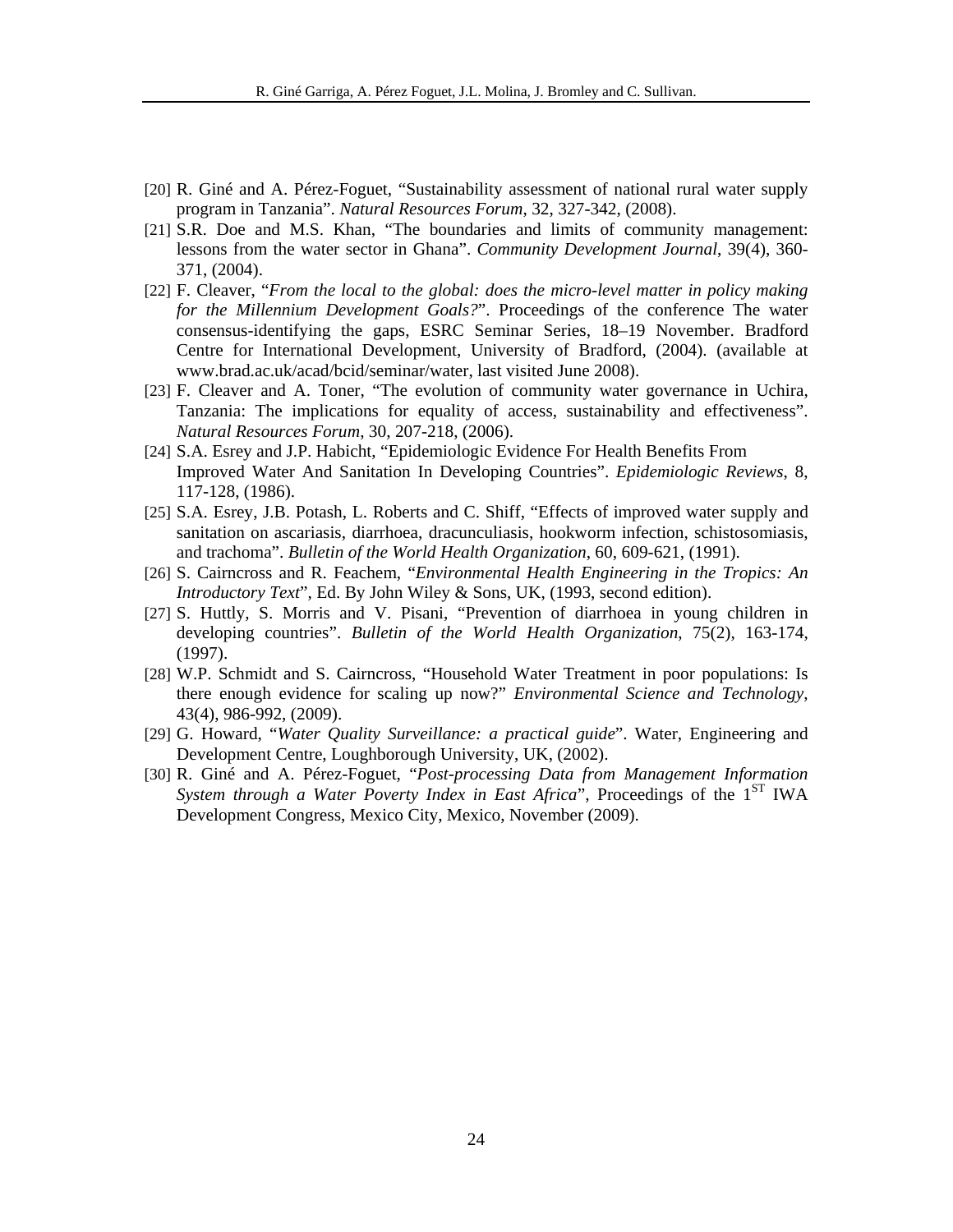[20] R. Giné and A. Pérez-Foguet, “Sustainability assessment of national rural water supply program in Tanzania”. *Natural Resources Forum*, 32, 327-342, (2008).

[21] S.R. Doe and M.S. Khan, “The boundaries and limits of community management: lessons from the water sector in Ghana”. *Community Development Journal*, 39(4), 360-371, (2004).

[22] F. Cleaver, “*From the local to the global: does the micro-level matter in policy making for the Millennium Development Goals?*”. Proceedings of the conference The water consensus-identifying the gaps, ESRC Seminar Series, 18–19 November. Bradford Centre for International Development, University of Bradford, (2004). (available at www.brad.ac.uk/acad/bcid/seminar/water, last visited June 2008).

[23] F. Cleaver and A. Toner, “The evolution of community water governance in Uchira, Tanzania: The implications for equality of access, sustainability and effectiveness”. *Natural Resources Forum*, 30, 207-218, (2006).

[24] S.A. Esrey and J.P. Habicht, “Epidemiologic Evidence For Health Benefits From Improved Water And Sanitation In Developing Countries”. *Epidemiologic Reviews*, 8, 117-128, (1986).

[25] S.A. Esrey, J.B. Potash, L. Roberts and C. Shiff, “Effects of improved water supply and sanitation on ascariasis, diarrhoea, dracunculiasis, hookworm infection, schistosomiasis, and trachoma”. *Bulletin of the World Health Organization*, 60, 609-621, (1991).

[26] S. Cairncross and R. Feachem, “*Environmental Health Engineering in the Tropics: An Introductory Text*”, Ed. By John Wiley & Sons, UK, (1993, second edition).

[27] S. Huttly, S. Morris and V. Pisani, “Prevention of diarrhoea in young children in developing countries”. *Bulletin of the World Health Organization*, 75(2), 163-174, (1997).

[28] W.P. Schmidt and S. Cairncross, “Household Water Treatment in poor populations: Is there enough evidence for scaling up now?” *Environmental Science and Technology*, 43(4), 986-992, (2009).

[29] G. Howard, “*Water Quality Surveillance: a practical guide*”. Water, Engineering and Development Centre, Loughborough University, UK, (2002).

[30] R. Giné and A. Pérez-Foguet, “*Post-processing Data from Management Information System through a Water Poverty Index in East Africa*”, Proceedings of the 1$^{ST}$ IWA Development Congress, Mexico City, Mexico, November (2009).